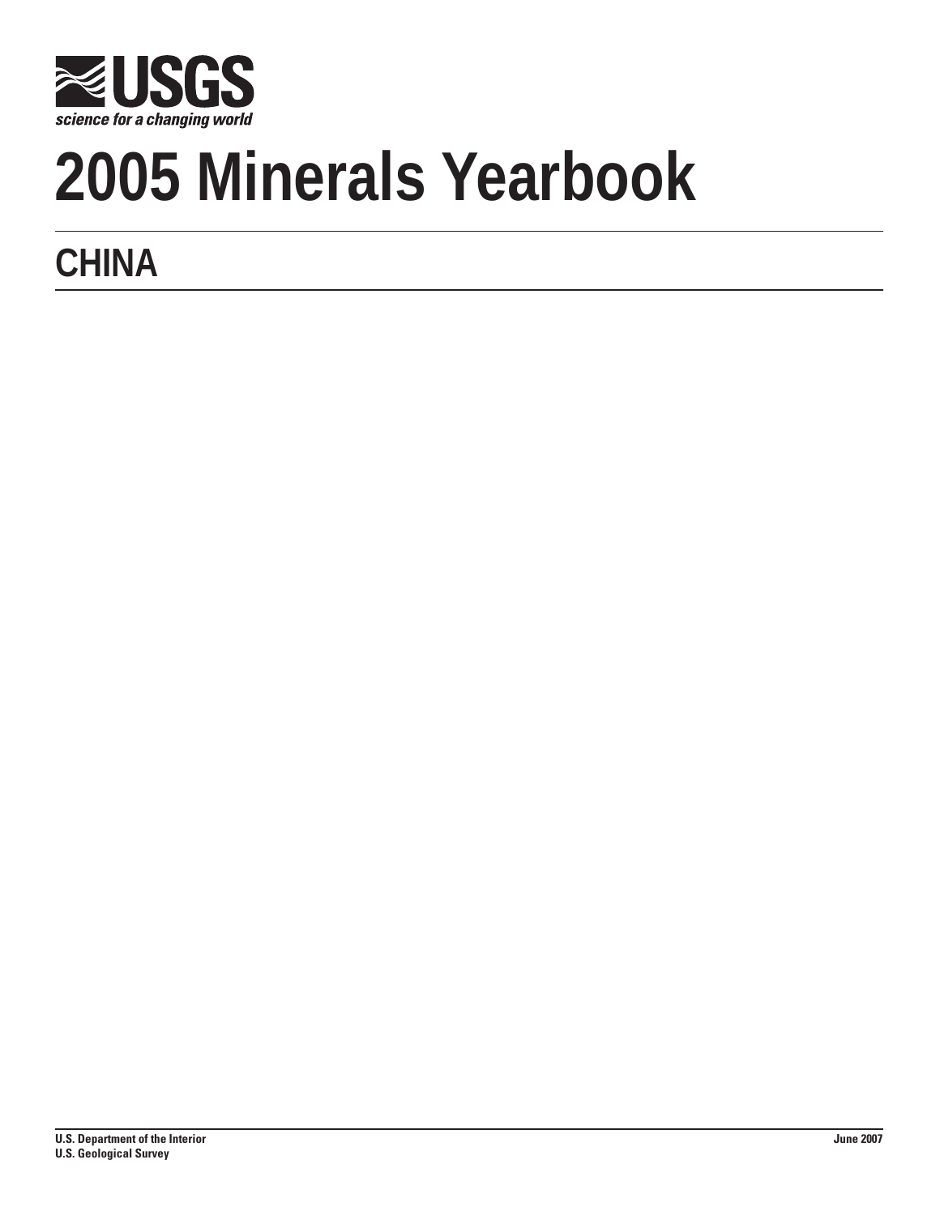**USGS**

*science for a changing world*

# 2005 Minerals Yearbook

## CHINA

**U.S. Department of the Interior**
**U.S. Geological Survey**

**June 2007**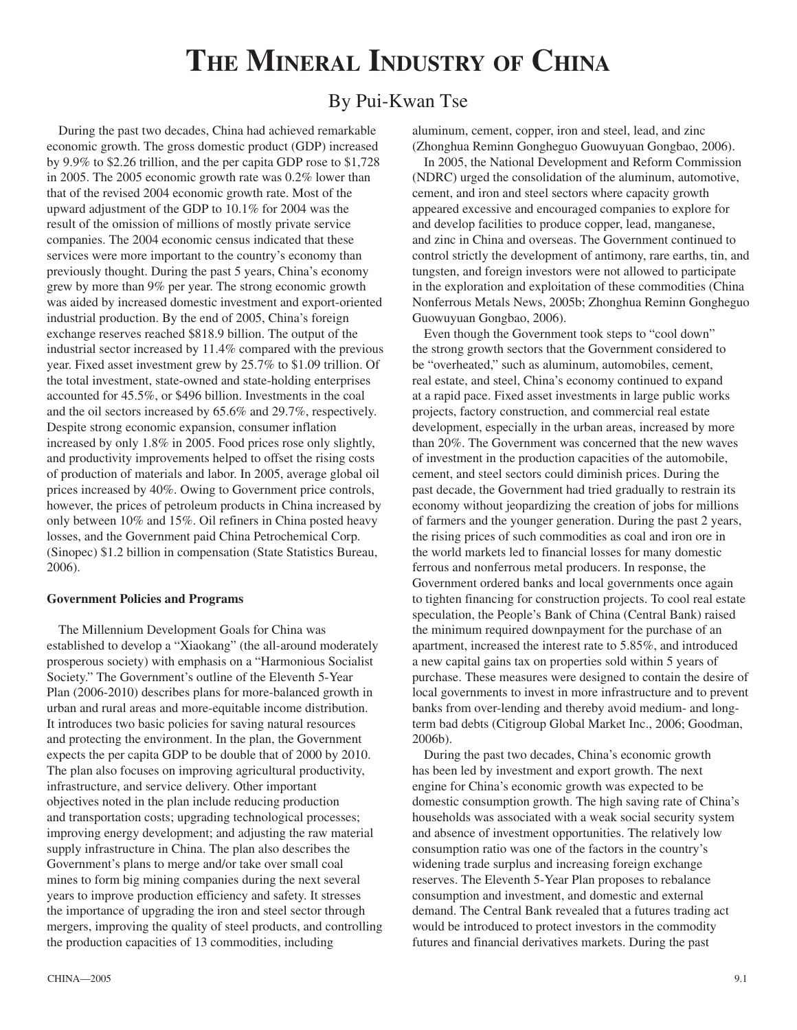# THE MINERAL INDUSTRY OF CHINA

## By Pui-Kwan Tse

During the past two decades, China had achieved remarkable economic growth. The gross domestic product (GDP) increased by 9.9% to $2.26 trillion, and the per capita GDP rose to $1,728 in 2005. The 2005 economic growth rate was 0.2% lower than that of the revised 2004 economic growth rate. Most of the upward adjustment of the GDP to 10.1% for 2004 was the result of the omission of millions of mostly private service companies. The 2004 economic census indicated that these services were more important to the country's economy than previously thought. During the past 5 years, China's economy grew by more than 9% per year. The strong economic growth was aided by increased domestic investment and export-oriented industrial production. By the end of 2005, China's foreign exchange reserves reached $818.9 billion. The output of the industrial sector increased by 11.4% compared with the previous year. Fixed asset investment grew by 25.7% to $1.09 trillion. Of the total investment, state-owned and state-holding enterprises accounted for 45.5%, or $496 billion. Investments in the coal and the oil sectors increased by 65.6% and 29.7%, respectively. Despite strong economic expansion, consumer inflation increased by only 1.8% in 2005. Food prices rose only slightly, and productivity improvements helped to offset the rising costs of production of materials and labor. In 2005, average global oil prices increased by 40%. Owing to Government price controls, however, the prices of petroleum products in China increased by only between 10% and 15%. Oil refiners in China posted heavy losses, and the Government paid China Petrochemical Corp. (Sinopec) $1.2 billion in compensation (State Statistics Bureau, 2006).

**Government Policies and Programs**

The Millennium Development Goals for China was established to develop a "Xiaokang" (the all-around moderately prosperous society) with emphasis on a "Harmonious Socialist Society." The Government's outline of the Eleventh 5-Year Plan (2006-2010) describes plans for more-balanced growth in urban and rural areas and more-equitable income distribution. It introduces two basic policies for saving natural resources and protecting the environment. In the plan, the Government expects the per capita GDP to be double that of 2000 by 2010. The plan also focuses on improving agricultural productivity, infrastructure, and service delivery. Other important objectives noted in the plan include reducing production and transportation costs; upgrading technological processes; improving energy development; and adjusting the raw material supply infrastructure in China. The plan also describes the Government's plans to merge and/or take over small coal mines to form big mining companies during the next several years to improve production efficiency and safety. It stresses the importance of upgrading the iron and steel sector through mergers, improving the quality of steel products, and controlling the production capacities of 13 commodities, including aluminum, cement, copper, iron and steel, lead, and zinc (Zhonghua Reminn Gongheguo Guowuyuan Gongbao, 2006).

In 2005, the National Development and Reform Commission (NDRC) urged the consolidation of the aluminum, automotive, cement, and iron and steel sectors where capacity growth appeared excessive and encouraged companies to explore for and develop facilities to produce copper, lead, manganese, and zinc in China and overseas. The Government continued to control strictly the development of antimony, rare earths, tin, and tungsten, and foreign investors were not allowed to participate in the exploration and exploitation of these commodities (China Nonferrous Metals News, 2005b; Zhonghua Reminn Gongheguo Guowuyuan Gongbao, 2006).

Even though the Government took steps to "cool down" the strong growth sectors that the Government considered to be "overheated," such as aluminum, automobiles, cement, real estate, and steel, China's economy continued to expand at a rapid pace. Fixed asset investments in large public works projects, factory construction, and commercial real estate development, especially in the urban areas, increased by more than 20%. The Government was concerned that the new waves of investment in the production capacities of the automobile, cement, and steel sectors could diminish prices. During the past decade, the Government had tried gradually to restrain its economy without jeopardizing the creation of jobs for millions of farmers and the younger generation. During the past 2 years, the rising prices of such commodities as coal and iron ore in the world markets led to financial losses for many domestic ferrous and nonferrous metal producers. In response, the Government ordered banks and local governments once again to tighten financing for construction projects. To cool real estate speculation, the People's Bank of China (Central Bank) raised the minimum required downpayment for the purchase of an apartment, increased the interest rate to 5.85%, and introduced a new capital gains tax on properties sold within 5 years of purchase. These measures were designed to contain the desire of local governments to invest in more infrastructure and to prevent banks from over-lending and thereby avoid medium- and long-term bad debts (Citigroup Global Market Inc., 2006; Goodman, 2006b).

During the past two decades, China's economic growth has been led by investment and export growth. The next engine for China's economic growth was expected to be domestic consumption growth. The high saving rate of China's households was associated with a weak social security system and absence of investment opportunities. The relatively low consumption ratio was one of the factors in the country's widening trade surplus and increasing foreign exchange reserves. The Eleventh 5-Year Plan proposes to rebalance consumption and investment, and domestic and external demand. The Central Bank revealed that a futures trading act would be introduced to protect investors in the commodity futures and financial derivatives markets. During the past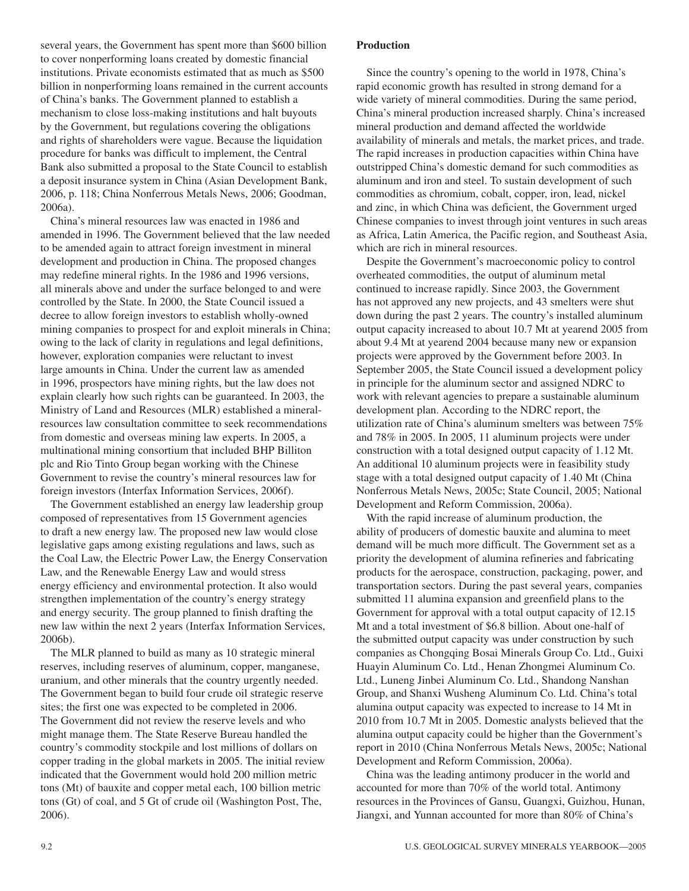several years, the Government has spent more than $600 billion to cover nonperforming loans created by domestic financial institutions. Private economists estimated that as much as $500 billion in nonperforming loans remained in the current accounts of China's banks. The Government planned to establish a mechanism to close loss-making institutions and halt buyouts by the Government, but regulations covering the obligations and rights of shareholders were vague. Because the liquidation procedure for banks was difficult to implement, the Central Bank also submitted a proposal to the State Council to establish a deposit insurance system in China (Asian Development Bank, 2006, p. 118; China Nonferrous Metals News, 2006; Goodman, 2006a).

China's mineral resources law was enacted in 1986 and amended in 1996. The Government believed that the law needed to be amended again to attract foreign investment in mineral development and production in China. The proposed changes may redefine mineral rights. In the 1986 and 1996 versions, all minerals above and under the surface belonged to and were controlled by the State. In 2000, the State Council issued a decree to allow foreign investors to establish wholly-owned mining companies to prospect for and exploit minerals in China; owing to the lack of clarity in regulations and legal definitions, however, exploration companies were reluctant to invest large amounts in China. Under the current law as amended in 1996, prospectors have mining rights, but the law does not explain clearly how such rights can be guaranteed. In 2003, the Ministry of Land and Resources (MLR) established a mineral-resources law consultation committee to seek recommendations from domestic and overseas mining law experts. In 2005, a multinational mining consortium that included BHP Billiton plc and Rio Tinto Group began working with the Chinese Government to revise the country's mineral resources law for foreign investors (Interfax Information Services, 2006f).

The Government established an energy law leadership group composed of representatives from 15 Government agencies to draft a new energy law. The proposed new law would close legislative gaps among existing regulations and laws, such as the Coal Law, the Electric Power Law, the Energy Conservation Law, and the Renewable Energy Law and would stress energy efficiency and environmental protection. It also would strengthen implementation of the country's energy strategy and energy security. The group planned to finish drafting the new law within the next 2 years (Interfax Information Services, 2006b).

The MLR planned to build as many as 10 strategic mineral reserves, including reserves of aluminum, copper, manganese, uranium, and other minerals that the country urgently needed. The Government began to build four crude oil strategic reserve sites; the first one was expected to be completed in 2006. The Government did not review the reserve levels and who might manage them. The State Reserve Bureau handled the country's commodity stockpile and lost millions of dollars on copper trading in the global markets in 2005. The initial review indicated that the Government would hold 200 million metric tons (Mt) of bauxite and copper metal each, 100 billion metric tons (Gt) of coal, and 5 Gt of crude oil (Washington Post, The, 2006).

### Production

Since the country's opening to the world in 1978, China's rapid economic growth has resulted in strong demand for a wide variety of mineral commodities. During the same period, China's mineral production increased sharply. China's increased mineral production and demand affected the worldwide availability of minerals and metals, the market prices, and trade. The rapid increases in production capacities within China have outstripped China's domestic demand for such commodities as aluminum and iron and steel. To sustain development of such commodities as chromium, cobalt, copper, iron, lead, nickel and zinc, in which China was deficient, the Government urged Chinese companies to invest through joint ventures in such areas as Africa, Latin America, the Pacific region, and Southeast Asia, which are rich in mineral resources.

Despite the Government's macroeconomic policy to control overheated commodities, the output of aluminum metal continued to increase rapidly. Since 2003, the Government has not approved any new projects, and 43 smelters were shut down during the past 2 years. The country's installed aluminum output capacity increased to about 10.7 Mt at yearend 2005 from about 9.4 Mt at yearend 2004 because many new or expansion projects were approved by the Government before 2003. In September 2005, the State Council issued a development policy in principle for the aluminum sector and assigned NDRC to work with relevant agencies to prepare a sustainable aluminum development plan. According to the NDRC report, the utilization rate of China's aluminum smelters was between 75% and 78% in 2005. In 2005, 11 aluminum projects were under construction with a total designed output capacity of 1.12 Mt. An additional 10 aluminum projects were in feasibility study stage with a total designed output capacity of 1.40 Mt (China Nonferrous Metals News, 2005c; State Council, 2005; National Development and Reform Commission, 2006a).

With the rapid increase of aluminum production, the ability of producers of domestic bauxite and alumina to meet demand will be much more difficult. The Government set as a priority the development of alumina refineries and fabricating products for the aerospace, construction, packaging, power, and transportation sectors. During the past several years, companies submitted 11 alumina expansion and greenfield plans to the Government for approval with a total output capacity of 12.15 Mt and a total investment of $6.8 billion. About one-half of the submitted output capacity was under construction by such companies as Chongqing Bosai Minerals Group Co. Ltd., Guixi Huayin Aluminum Co. Ltd., Henan Zhongmei Aluminum Co. Ltd., Luneng Jinbei Aluminum Co. Ltd., Shandong Nanshan Group, and Shanxi Wusheng Aluminum Co. Ltd. China's total alumina output capacity was expected to increase to 14 Mt in 2010 from 10.7 Mt in 2005. Domestic analysts believed that the alumina output capacity could be higher than the Government's report in 2010 (China Nonferrous Metals News, 2005c; National Development and Reform Commission, 2006a).

China was the leading antimony producer in the world and accounted for more than 70% of the world total. Antimony resources in the Provinces of Gansu, Guangxi, Guizhou, Hunan, Jiangxi, and Yunnan accounted for more than 80% of China's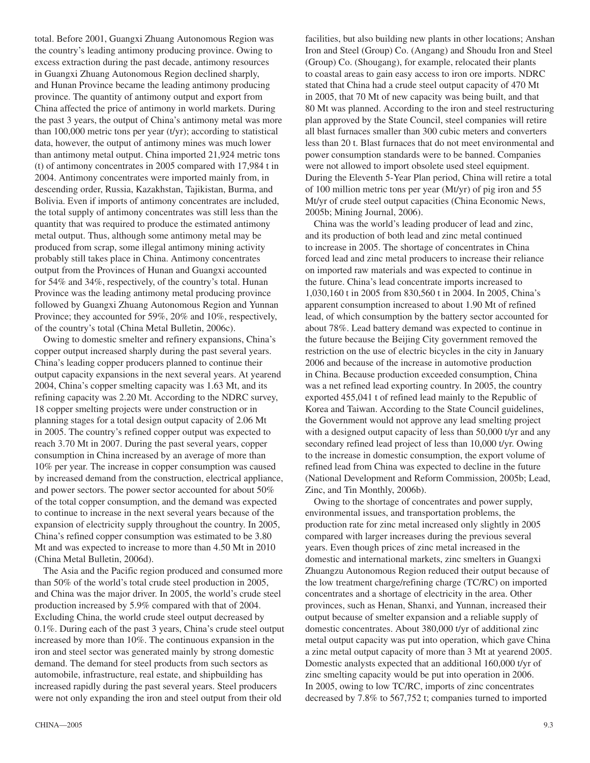total. Before 2001, Guangxi Zhuang Autonomous Region was the country's leading antimony producing province. Owing to excess extraction during the past decade, antimony resources in Guangxi Zhuang Autonomous Region declined sharply, and Hunan Province became the leading antimony producing province. The quantity of antimony output and export from China affected the price of antimony in world markets. During the past 3 years, the output of China's antimony metal was more than 100,000 metric tons per year (t/yr); according to statistical data, however, the output of antimony mines was much lower than antimony metal output. China imported 21,924 metric tons (t) of antimony concentrates in 2005 compared with 17,984 t in 2004. Antimony concentrates were imported mainly from, in descending order, Russia, Kazakhstan, Tajikistan, Burma, and Bolivia. Even if imports of antimony concentrates are included, the total supply of antimony concentrates was still less than the quantity that was required to produce the estimated antimony metal output. Thus, although some antimony metal may be produced from scrap, some illegal antimony mining activity probably still takes place in China. Antimony concentrates output from the Provinces of Hunan and Guangxi accounted for 54% and 34%, respectively, of the country's total. Hunan Province was the leading antimony metal producing province followed by Guangxi Zhuang Autonomous Region and Yunnan Province; they accounted for 59%, 20% and 10%, respectively, of the country's total (China Metal Bulletin, 2006c).

Owing to domestic smelter and refinery expansions, China's copper output increased sharply during the past several years. China's leading copper producers planned to continue their output capacity expansions in the next several years. At yearend 2004, China's copper smelting capacity was 1.63 Mt, and its refining capacity was 2.20 Mt. According to the NDRC survey, 18 copper smelting projects were under construction or in planning stages for a total design output capacity of 2.06 Mt in 2005. The country's refined copper output was expected to reach 3.70 Mt in 2007. During the past several years, copper consumption in China increased by an average of more than 10% per year. The increase in copper consumption was caused by increased demand from the construction, electrical appliance, and power sectors. The power sector accounted for about 50% of the total copper consumption, and the demand was expected to continue to increase in the next several years because of the expansion of electricity supply throughout the country. In 2005, China's refined copper consumption was estimated to be 3.80 Mt and was expected to increase to more than 4.50 Mt in 2010 (China Metal Bulletin, 2006d).

The Asia and the Pacific region produced and consumed more than 50% of the world's total crude steel production in 2005, and China was the major driver. In 2005, the world's crude steel production increased by 5.9% compared with that of 2004. Excluding China, the world crude steel output decreased by 0.1%. During each of the past 3 years, China's crude steel output increased by more than 10%. The continuous expansion in the iron and steel sector was generated mainly by strong domestic demand. The demand for steel products from such sectors as automobile, infrastructure, real estate, and shipbuilding has increased rapidly during the past several years. Steel producers were not only expanding the iron and steel output from their old facilities, but also building new plants in other locations; Anshan Iron and Steel (Group) Co. (Angang) and Shoudu Iron and Steel (Group) Co. (Shougang), for example, relocated their plants to coastal areas to gain easy access to iron ore imports. NDRC stated that China had a crude steel output capacity of 470 Mt in 2005, that 70 Mt of new capacity was being built, and that 80 Mt was planned. According to the iron and steel restructuring plan approved by the State Council, steel companies will retire all blast furnaces smaller than 300 cubic meters and converters less than 20 t. Blast furnaces that do not meet environmental and power consumption standards were to be banned. Companies were not allowed to import obsolete used steel equipment. During the Eleventh 5-Year Plan period, China will retire a total of 100 million metric tons per year (Mt/yr) of pig iron and 55 Mt/yr of crude steel output capacities (China Economic News, 2005b; Mining Journal, 2006).

China was the world's leading producer of lead and zinc, and its production of both lead and zinc metal continued to increase in 2005. The shortage of concentrates in China forced lead and zinc metal producers to increase their reliance on imported raw materials and was expected to continue in the future. China's lead concentrate imports increased to 1,030,160 t in 2005 from 830,560 t in 2004. In 2005, China's apparent consumption increased to about 1.90 Mt of refined lead, of which consumption by the battery sector accounted for about 78%. Lead battery demand was expected to continue in the future because the Beijing City government removed the restriction on the use of electric bicycles in the city in January 2006 and because of the increase in automotive production in China. Because production exceeded consumption, China was a net refined lead exporting country. In 2005, the country exported 455,041 t of refined lead mainly to the Republic of Korea and Taiwan. According to the State Council guidelines, the Government would not approve any lead smelting project with a designed output capacity of less than 50,000 t/yr and any secondary refined lead project of less than 10,000 t/yr. Owing to the increase in domestic consumption, the export volume of refined lead from China was expected to decline in the future (National Development and Reform Commission, 2005b; Lead, Zinc, and Tin Monthly, 2006b).

Owing to the shortage of concentrates and power supply, environmental issues, and transportation problems, the production rate for zinc metal increased only slightly in 2005 compared with larger increases during the previous several years. Even though prices of zinc metal increased in the domestic and international markets, zinc smelters in Guangxi Zhuangzu Autonomous Region reduced their output because of the low treatment charge/refining charge (TC/RC) on imported concentrates and a shortage of electricity in the area. Other provinces, such as Henan, Shanxi, and Yunnan, increased their output because of smelter expansion and a reliable supply of domestic concentrates. About 380,000 t/yr of additional zinc metal output capacity was put into operation, which gave China a zinc metal output capacity of more than 3 Mt at yearend 2005. Domestic analysts expected that an additional 160,000 t/yr of zinc smelting capacity would be put into operation in 2006. In 2005, owing to low TC/RC, imports of zinc concentrates decreased by 7.8% to 567,752 t; companies turned to imported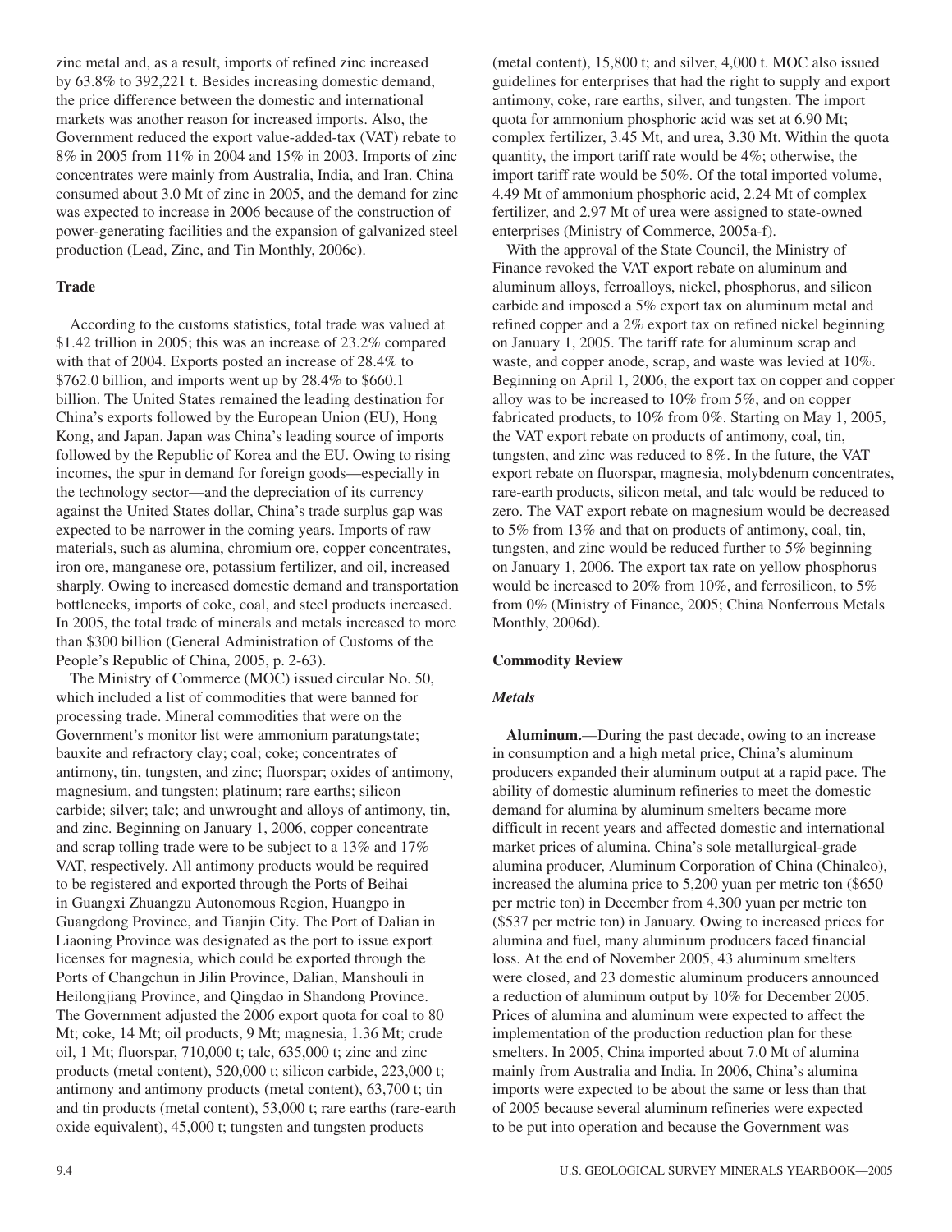zinc metal and, as a result, imports of refined zinc increased by 63.8% to 392,221 t. Besides increasing domestic demand, the price difference between the domestic and international markets was another reason for increased imports. Also, the Government reduced the export value-added-tax (VAT) rebate to 8% in 2005 from 11% in 2004 and 15% in 2003. Imports of zinc concentrates were mainly from Australia, India, and Iran. China consumed about 3.0 Mt of zinc in 2005, and the demand for zinc was expected to increase in 2006 because of the construction of power-generating facilities and the expansion of galvanized steel production (Lead, Zinc, and Tin Monthly, 2006c).

## Trade

According to the customs statistics, total trade was valued at $1.42 trillion in 2005; this was an increase of 23.2% compared with that of 2004. Exports posted an increase of 28.4% to $762.0 billion, and imports went up by 28.4% to $660.1 billion. The United States remained the leading destination for China's exports followed by the European Union (EU), Hong Kong, and Japan. Japan was China's leading source of imports followed by the Republic of Korea and the EU. Owing to rising incomes, the spur in demand for foreign goods—especially in the technology sector—and the depreciation of its currency against the United States dollar, China's trade surplus gap was expected to be narrower in the coming years. Imports of raw materials, such as alumina, chromium ore, copper concentrates, iron ore, manganese ore, potassium fertilizer, and oil, increased sharply. Owing to increased domestic demand and transportation bottlenecks, imports of coke, coal, and steel products increased. In 2005, the total trade of minerals and metals increased to more than $300 billion (General Administration of Customs of the People's Republic of China, 2005, p. 2-63).

The Ministry of Commerce (MOC) issued circular No. 50, which included a list of commodities that were banned for processing trade. Mineral commodities that were on the Government's monitor list were ammonium paratungstate; bauxite and refractory clay; coal; coke; concentrates of antimony, tin, tungsten, and zinc; fluorspar; oxides of antimony, magnesium, and tungsten; platinum; rare earths; silicon carbide; silver; talc; and unwrought and alloys of antimony, tin, and zinc. Beginning on January 1, 2006, copper concentrate and scrap tolling trade were to be subject to a 13% and 17% VAT, respectively. All antimony products would be required to be registered and exported through the Ports of Beihai in Guangxi Zhuangzu Autonomous Region, Huangpo in Guangdong Province, and Tianjin City. The Port of Dalian in Liaoning Province was designated as the port to issue export licenses for magnesia, which could be exported through the Ports of Changchun in Jilin Province, Dalian, Manshouli in Heilongjiang Province, and Qingdao in Shandong Province. The Government adjusted the 2006 export quota for coal to 80 Mt; coke, 14 Mt; oil products, 9 Mt; magnesia, 1.36 Mt; crude oil, 1 Mt; fluorspar, 710,000 t; talc, 635,000 t; zinc and zinc products (metal content), 520,000 t; silicon carbide, 223,000 t; antimony and antimony products (metal content), 63,700 t; tin and tin products (metal content), 53,000 t; rare earths (rare-earth oxide equivalent), 45,000 t; tungsten and tungsten products (metal content), 15,800 t; and silver, 4,000 t. MOC also issued guidelines for enterprises that had the right to supply and export antimony, coke, rare earths, silver, and tungsten. The import quota for ammonium phosphoric acid was set at 6.90 Mt; complex fertilizer, 3.45 Mt, and urea, 3.30 Mt. Within the quota quantity, the import tariff rate would be 4%; otherwise, the import tariff rate would be 50%. Of the total imported volume, 4.49 Mt of ammonium phosphoric acid, 2.24 Mt of complex fertilizer, and 2.97 Mt of urea were assigned to state-owned enterprises (Ministry of Commerce, 2005a-f).

With the approval of the State Council, the Ministry of Finance revoked the VAT export rebate on aluminum and aluminum alloys, ferroalloys, nickel, phosphorus, and silicon carbide and imposed a 5% export tax on aluminum metal and refined copper and a 2% export tax on refined nickel beginning on January 1, 2005. The tariff rate for aluminum scrap and waste, and copper anode, scrap, and waste was levied at 10%. Beginning on April 1, 2006, the export tax on copper and copper alloy was to be increased to 10% from 5%, and on copper fabricated products, to 10% from 0%. Starting on May 1, 2005, the VAT export rebate on products of antimony, coal, tin, tungsten, and zinc was reduced to 8%. In the future, the VAT export rebate on fluorspar, magnesia, molybdenum concentrates, rare-earth products, silicon metal, and talc would be reduced to zero. The VAT export rebate on magnesium would be decreased to 5% from 13% and that on products of antimony, coal, tin, tungsten, and zinc would be reduced further to 5% beginning on January 1, 2006. The export tax rate on yellow phosphorus would be increased to 20% from 10%, and ferrosilicon, to 5% from 0% (Ministry of Finance, 2005; China Nonferrous Metals Monthly, 2006d).

## Commodity Review

### *Metals*

**Aluminum.**—During the past decade, owing to an increase in consumption and a high metal price, China's aluminum producers expanded their aluminum output at a rapid pace. The ability of domestic aluminum refineries to meet the domestic demand for alumina by aluminum smelters became more difficult in recent years and affected domestic and international market prices of alumina. China's sole metallurgical-grade alumina producer, Aluminum Corporation of China (Chinalco), increased the alumina price to 5,200 yuan per metric ton ($650 per metric ton) in December from 4,300 yuan per metric ton ($537 per metric ton) in January. Owing to increased prices for alumina and fuel, many aluminum producers faced financial loss. At the end of November 2005, 43 aluminum smelters were closed, and 23 domestic aluminum producers announced a reduction of aluminum output by 10% for December 2005. Prices of alumina and aluminum were expected to affect the implementation of the production reduction plan for these smelters. In 2005, China imported about 7.0 Mt of alumina mainly from Australia and India. In 2006, China's alumina imports were expected to be about the same or less than that of 2005 because several aluminum refineries were expected to be put into operation and because the Government was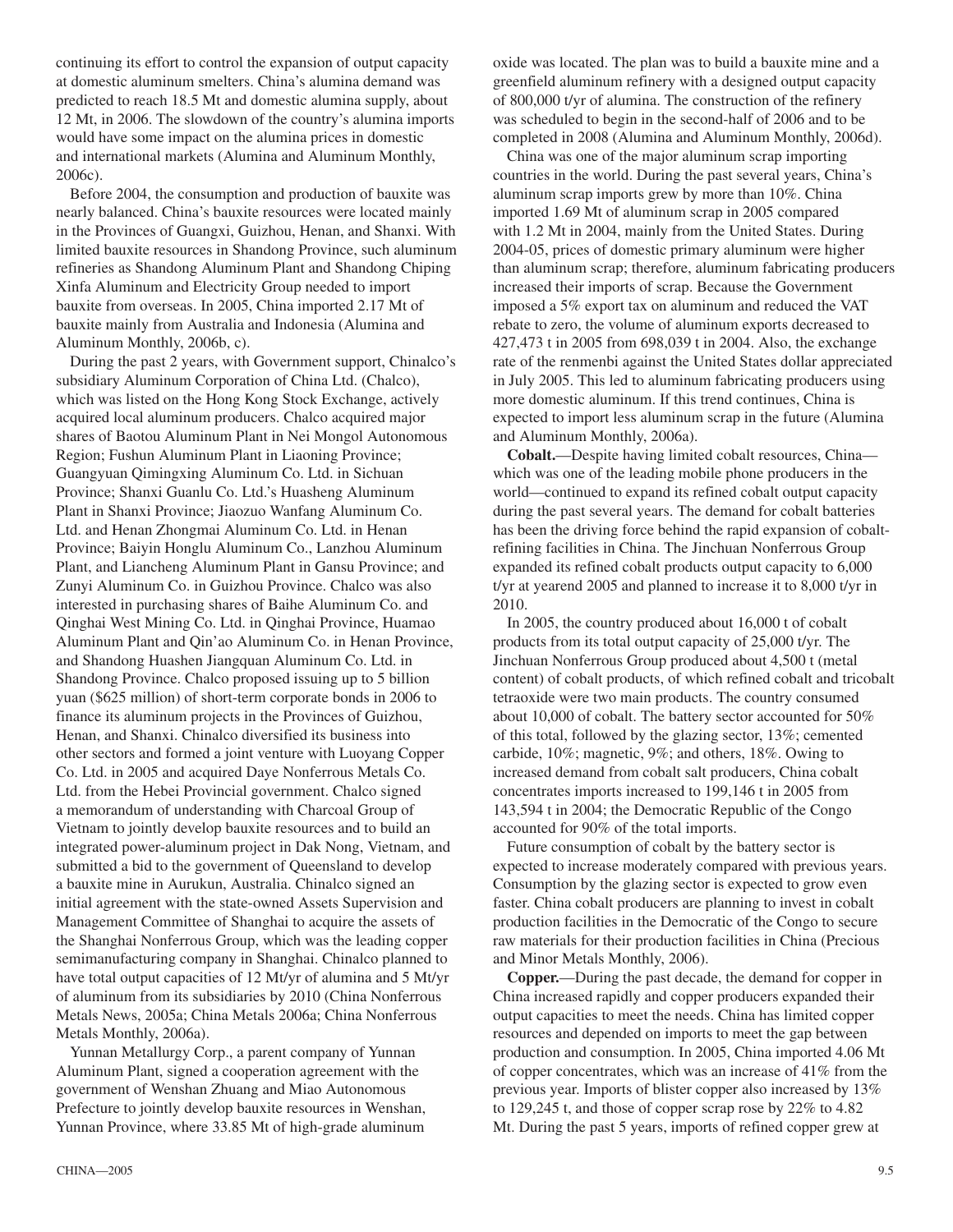continuing its effort to control the expansion of output capacity at domestic aluminum smelters. China's alumina demand was predicted to reach 18.5 Mt and domestic alumina supply, about 12 Mt, in 2006. The slowdown of the country's alumina imports would have some impact on the alumina prices in domestic and international markets (Alumina and Aluminum Monthly, 2006c).

Before 2004, the consumption and production of bauxite was nearly balanced. China's bauxite resources were located mainly in the Provinces of Guangxi, Guizhou, Henan, and Shanxi. With limited bauxite resources in Shandong Province, such aluminum refineries as Shandong Aluminum Plant and Shandong Chiping Xinfa Aluminum and Electricity Group needed to import bauxite from overseas. In 2005, China imported 2.17 Mt of bauxite mainly from Australia and Indonesia (Alumina and Aluminum Monthly, 2006b, c).

During the past 2 years, with Government support, Chinalco's subsidiary Aluminum Corporation of China Ltd. (Chalco), which was listed on the Hong Kong Stock Exchange, actively acquired local aluminum producers. Chalco acquired major shares of Baotou Aluminum Plant in Nei Mongol Autonomous Region; Fushun Aluminum Plant in Liaoning Province; Guangyuan Qimingxing Aluminum Co. Ltd. in Sichuan Province; Shanxi Guanlu Co. Ltd.'s Huasheng Aluminum Plant in Shanxi Province; Jiaozuo Wanfang Aluminum Co. Ltd. and Henan Zhongmai Aluminum Co. Ltd. in Henan Province; Baiyin Honglu Aluminum Co., Lanzhou Aluminum Plant, and Liancheng Aluminum Plant in Gansu Province; and Zunyi Aluminum Co. in Guizhou Province. Chalco was also interested in purchasing shares of Baihe Aluminum Co. and Qinghai West Mining Co. Ltd. in Qinghai Province, Huamao Aluminum Plant and Qin'ao Aluminum Co. in Henan Province, and Shandong Huashen Jiangquan Aluminum Co. Ltd. in Shandong Province. Chalco proposed issuing up to 5 billion yuan ($625 million) of short-term corporate bonds in 2006 to finance its aluminum projects in the Provinces of Guizhou, Henan, and Shanxi. Chinalco diversified its business into other sectors and formed a joint venture with Luoyang Copper Co. Ltd. in 2005 and acquired Daye Nonferrous Metals Co. Ltd. from the Hebei Provincial government. Chalco signed a memorandum of understanding with Charcoal Group of Vietnam to jointly develop bauxite resources and to build an integrated power-aluminum project in Dak Nong, Vietnam, and submitted a bid to the government of Queensland to develop a bauxite mine in Aurukun, Australia. Chinalco signed an initial agreement with the state-owned Assets Supervision and Management Committee of Shanghai to acquire the assets of the Shanghai Nonferrous Group, which was the leading copper semimanufacturing company in Shanghai. Chinalco planned to have total output capacities of 12 Mt/yr of alumina and 5 Mt/yr of aluminum from its subsidiaries by 2010 (China Nonferrous Metals News, 2005a; China Metals 2006a; China Nonferrous Metals Monthly, 2006a).

Yunnan Metallurgy Corp., a parent company of Yunnan Aluminum Plant, signed a cooperation agreement with the government of Wenshan Zhuang and Miao Autonomous Prefecture to jointly develop bauxite resources in Wenshan, Yunnan Province, where 33.85 Mt of high-grade aluminum oxide was located. The plan was to build a bauxite mine and a greenfield aluminum refinery with a designed output capacity of 800,000 t/yr of alumina. The construction of the refinery was scheduled to begin in the second-half of 2006 and to be completed in 2008 (Alumina and Aluminum Monthly, 2006d).

China was one of the major aluminum scrap importing countries in the world. During the past several years, China's aluminum scrap imports grew by more than 10%. China imported 1.69 Mt of aluminum scrap in 2005 compared with 1.2 Mt in 2004, mainly from the United States. During 2004-05, prices of domestic primary aluminum were higher than aluminum scrap; therefore, aluminum fabricating producers increased their imports of scrap. Because the Government imposed a 5% export tax on aluminum and reduced the VAT rebate to zero, the volume of aluminum exports decreased to 427,473 t in 2005 from 698,039 t in 2004. Also, the exchange rate of the renmenbi against the United States dollar appreciated in July 2005. This led to aluminum fabricating producers using more domestic aluminum. If this trend continues, China is expected to import less aluminum scrap in the future (Alumina and Aluminum Monthly, 2006a).

**Cobalt.**—Despite having limited cobalt resources, China—which was one of the leading mobile phone producers in the world—continued to expand its refined cobalt output capacity during the past several years. The demand for cobalt batteries has been the driving force behind the rapid expansion of cobalt-refining facilities in China. The Jinchuan Nonferrous Group expanded its refined cobalt products output capacity to 6,000 t/yr at yearend 2005 and planned to increase it to 8,000 t/yr in 2010.

In 2005, the country produced about 16,000 t of cobalt products from its total output capacity of 25,000 t/yr. The Jinchuan Nonferrous Group produced about 4,500 t (metal content) of cobalt products, of which refined cobalt and tricobalt tetraoxide were two main products. The country consumed about 10,000 of cobalt. The battery sector accounted for 50% of this total, followed by the glazing sector, 13%; cemented carbide, 10%; magnetic, 9%; and others, 18%. Owing to increased demand from cobalt salt producers, China cobalt concentrates imports increased to 199,146 t in 2005 from 143,594 t in 2004; the Democratic Republic of the Congo accounted for 90% of the total imports.

Future consumption of cobalt by the battery sector is expected to increase moderately compared with previous years. Consumption by the glazing sector is expected to grow even faster. China cobalt producers are planning to invest in cobalt production facilities in the Democratic of the Congo to secure raw materials for their production facilities in China (Precious and Minor Metals Monthly, 2006).

**Copper.**—During the past decade, the demand for copper in China increased rapidly and copper producers expanded their output capacities to meet the needs. China has limited copper resources and depended on imports to meet the gap between production and consumption. In 2005, China imported 4.06 Mt of copper concentrates, which was an increase of 41% from the previous year. Imports of blister copper also increased by 13% to 129,245 t, and those of copper scrap rose by 22% to 4.82 Mt. During the past 5 years, imports of refined copper grew at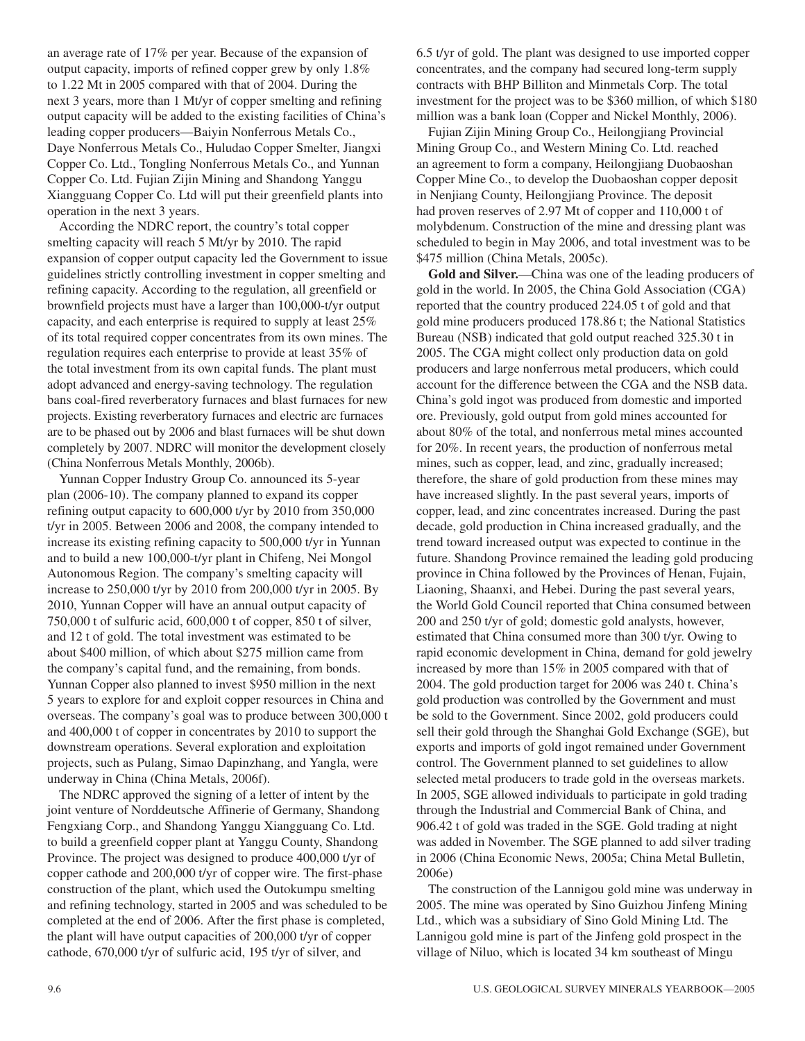an average rate of 17% per year. Because of the expansion of output capacity, imports of refined copper grew by only 1.8% to 1.22 Mt in 2005 compared with that of 2004. During the next 3 years, more than 1 Mt/yr of copper smelting and refining output capacity will be added to the existing facilities of China's leading copper producers—Baiyin Nonferrous Metals Co., Daye Nonferrous Metals Co., Huludao Copper Smelter, Jiangxi Copper Co. Ltd., Tongling Nonferrous Metals Co., and Yunnan Copper Co. Ltd. Fujian Zijin Mining and Shandong Yanggu Xiangguang Copper Co. Ltd will put their greenfield plants into operation in the next 3 years.

According the NDRC report, the country's total copper smelting capacity will reach 5 Mt/yr by 2010. The rapid expansion of copper output capacity led the Government to issue guidelines strictly controlling investment in copper smelting and refining capacity. According to the regulation, all greenfield or brownfield projects must have a larger than 100,000-t/yr output capacity, and each enterprise is required to supply at least 25% of its total required copper concentrates from its own mines. The regulation requires each enterprise to provide at least 35% of the total investment from its own capital funds. The plant must adopt advanced and energy-saving technology. The regulation bans coal-fired reverberatory furnaces and blast furnaces for new projects. Existing reverberatory furnaces and electric arc furnaces are to be phased out by 2006 and blast furnaces will be shut down completely by 2007. NDRC will monitor the development closely (China Nonferrous Metals Monthly, 2006b).

Yunnan Copper Industry Group Co. announced its 5-year plan (2006-10). The company planned to expand its copper refining output capacity to 600,000 t/yr by 2010 from 350,000 t/yr in 2005. Between 2006 and 2008, the company intended to increase its existing refining capacity to 500,000 t/yr in Yunnan and to build a new 100,000-t/yr plant in Chifeng, Nei Mongol Autonomous Region. The company's smelting capacity will increase to 250,000 t/yr by 2010 from 200,000 t/yr in 2005. By 2010, Yunnan Copper will have an annual output capacity of 750,000 t of sulfuric acid, 600,000 t of copper, 850 t of silver, and 12 t of gold. The total investment was estimated to be about $400 million, of which about $275 million came from the company's capital fund, and the remaining, from bonds. Yunnan Copper also planned to invest $950 million in the next 5 years to explore for and exploit copper resources in China and overseas. The company's goal was to produce between 300,000 t and 400,000 t of copper in concentrates by 2010 to support the downstream operations. Several exploration and exploitation projects, such as Pulang, Simao Dapinzhang, and Yangla, were underway in China (China Metals, 2006f).

The NDRC approved the signing of a letter of intent by the joint venture of Norddeutsche Affinerie of Germany, Shandong Fengxiang Corp., and Shandong Yanggu Xiangguang Co. Ltd. to build a greenfield copper plant at Yanggu County, Shandong Province. The project was designed to produce 400,000 t/yr of copper cathode and 200,000 t/yr of copper wire. The first-phase construction of the plant, which used the Outokumpu smelting and refining technology, started in 2005 and was scheduled to be completed at the end of 2006. After the first phase is completed, the plant will have output capacities of 200,000 t/yr of copper cathode, 670,000 t/yr of sulfuric acid, 195 t/yr of silver, and 6.5 t/yr of gold. The plant was designed to use imported copper concentrates, and the company had secured long-term supply contracts with BHP Billiton and Minmetals Corp. The total investment for the project was to be $360 million, of which $180 million was a bank loan (Copper and Nickel Monthly, 2006).

Fujian Zijin Mining Group Co., Heilongjiang Provincial Mining Group Co., and Western Mining Co. Ltd. reached an agreement to form a company, Heilongjiang Duobaoshan Copper Mine Co., to develop the Duobaoshan copper deposit in Nenjiang County, Heilongjiang Province. The deposit had proven reserves of 2.97 Mt of copper and 110,000 t of molybdenum. Construction of the mine and dressing plant was scheduled to begin in May 2006, and total investment was to be $475 million (China Metals, 2005c).

**Gold and Silver.**—China was one of the leading producers of gold in the world. In 2005, the China Gold Association (CGA) reported that the country produced 224.05 t of gold and that gold mine producers produced 178.86 t; the National Statistics Bureau (NSB) indicated that gold output reached 325.30 t in 2005. The CGA might collect only production data on gold producers and large nonferrous metal producers, which could account for the difference between the CGA and the NSB data. China's gold ingot was produced from domestic and imported ore. Previously, gold output from gold mines accounted for about 80% of the total, and nonferrous metal mines accounted for 20%. In recent years, the production of nonferrous metal mines, such as copper, lead, and zinc, gradually increased; therefore, the share of gold production from these mines may have increased slightly. In the past several years, imports of copper, lead, and zinc concentrates increased. During the past decade, gold production in China increased gradually, and the trend toward increased output was expected to continue in the future. Shandong Province remained the leading gold producing province in China followed by the Provinces of Henan, Fujain, Liaoning, Shaanxi, and Hebei. During the past several years, the World Gold Council reported that China consumed between 200 and 250 t/yr of gold; domestic gold analysts, however, estimated that China consumed more than 300 t/yr. Owing to rapid economic development in China, demand for gold jewelry increased by more than 15% in 2005 compared with that of 2004. The gold production target for 2006 was 240 t. China's gold production was controlled by the Government and must be sold to the Government. Since 2002, gold producers could sell their gold through the Shanghai Gold Exchange (SGE), but exports and imports of gold ingot remained under Government control. The Government planned to set guidelines to allow selected metal producers to trade gold in the overseas markets. In 2005, SGE allowed individuals to participate in gold trading through the Industrial and Commercial Bank of China, and 906.42 t of gold was traded in the SGE. Gold trading at night was added in November. The SGE planned to add silver trading in 2006 (China Economic News, 2005a; China Metal Bulletin, 2006e)

The construction of the Lannigou gold mine was underway in 2005. The mine was operated by Sino Guizhou Jinfeng Mining Ltd., which was a subsidiary of Sino Gold Mining Ltd. The Lannigou gold mine is part of the Jinfeng gold prospect in the village of Niluo, which is located 34 km southeast of Mingu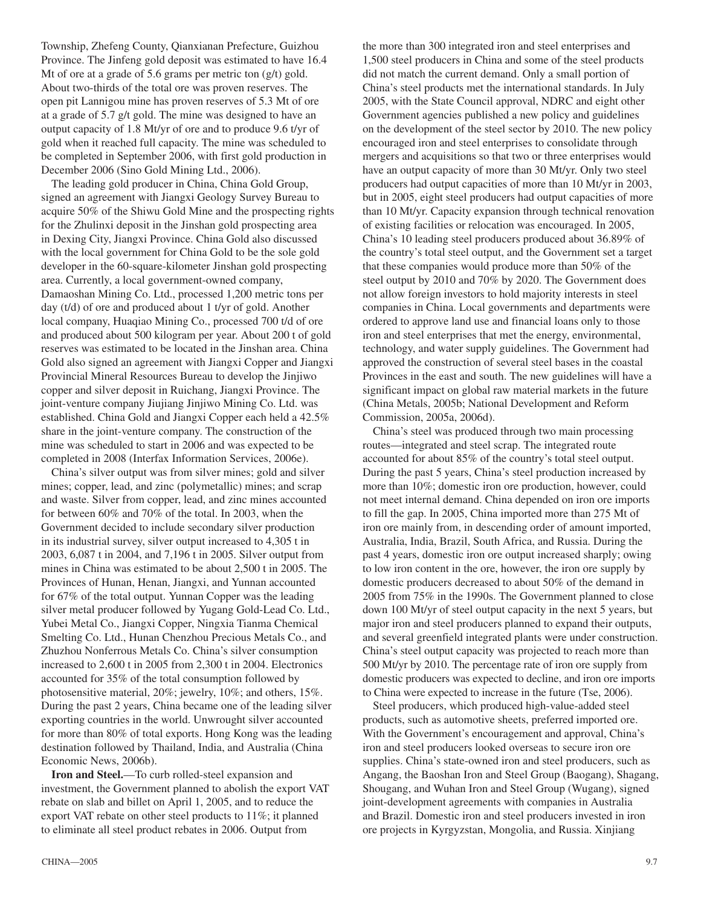Township, Zhefeng County, Qianxianan Prefecture, Guizhou Province. The Jinfeng gold deposit was estimated to have 16.4 Mt of ore at a grade of 5.6 grams per metric ton (g/t) gold. About two-thirds of the total ore was proven reserves. The open pit Lannigou mine has proven reserves of 5.3 Mt of ore at a grade of 5.7 g/t gold. The mine was designed to have an output capacity of 1.8 Mt/yr of ore and to produce 9.6 t/yr of gold when it reached full capacity. The mine was scheduled to be completed in September 2006, with first gold production in December 2006 (Sino Gold Mining Ltd., 2006).

The leading gold producer in China, China Gold Group, signed an agreement with Jiangxi Geology Survey Bureau to acquire 50% of the Shiwu Gold Mine and the prospecting rights for the Zhulinxi deposit in the Jinshan gold prospecting area in Dexing City, Jiangxi Province. China Gold also discussed with the local government for China Gold to be the sole gold developer in the 60-square-kilometer Jinshan gold prospecting area. Currently, a local government-owned company, Damaoshan Mining Co. Ltd., processed 1,200 metric tons per day (t/d) of ore and produced about 1 t/yr of gold. Another local company, Huaqiao Mining Co., processed 700 t/d of ore and produced about 500 kilogram per year. About 200 t of gold reserves was estimated to be located in the Jinshan area. China Gold also signed an agreement with Jiangxi Copper and Jiangxi Provincial Mineral Resources Bureau to develop the Jinjiwo copper and silver deposit in Ruichang, Jiangxi Province. The joint-venture company Jiujiang Jinjiwo Mining Co. Ltd. was established. China Gold and Jiangxi Copper each held a 42.5% share in the joint-venture company. The construction of the mine was scheduled to start in 2006 and was expected to be completed in 2008 (Interfax Information Services, 2006e).

China's silver output was from silver mines; gold and silver mines; copper, lead, and zinc (polymetallic) mines; and scrap and waste. Silver from copper, lead, and zinc mines accounted for between 60% and 70% of the total. In 2003, when the Government decided to include secondary silver production in its industrial survey, silver output increased to 4,305 t in 2003, 6,087 t in 2004, and 7,196 t in 2005. Silver output from mines in China was estimated to be about 2,500 t in 2005. The Provinces of Hunan, Henan, Jiangxi, and Yunnan accounted for 67% of the total output. Yunnan Copper was the leading silver metal producer followed by Yugang Gold-Lead Co. Ltd., Yubei Metal Co., Jiangxi Copper, Ningxia Tianma Chemical Smelting Co. Ltd., Hunan Chenzhou Precious Metals Co., and Zhuzhou Nonferrous Metals Co. China's silver consumption increased to 2,600 t in 2005 from 2,300 t in 2004. Electronics accounted for 35% of the total consumption followed by photosensitive material, 20%; jewelry, 10%; and others, 15%. During the past 2 years, China became one of the leading silver exporting countries in the world. Unwrought silver accounted for more than 80% of total exports. Hong Kong was the leading destination followed by Thailand, India, and Australia (China Economic News, 2006b).

**Iron and Steel.**—To curb rolled-steel expansion and investment, the Government planned to abolish the export VAT rebate on slab and billet on April 1, 2005, and to reduce the export VAT rebate on other steel products to 11%; it planned to eliminate all steel product rebates in 2006. Output from the more than 300 integrated iron and steel enterprises and 1,500 steel producers in China and some of the steel products did not match the current demand. Only a small portion of China's steel products met the international standards. In July 2005, with the State Council approval, NDRC and eight other Government agencies published a new policy and guidelines on the development of the steel sector by 2010. The new policy encouraged iron and steel enterprises to consolidate through mergers and acquisitions so that two or three enterprises would have an output capacity of more than 30 Mt/yr. Only two steel producers had output capacities of more than 10 Mt/yr in 2003, but in 2005, eight steel producers had output capacities of more than 10 Mt/yr. Capacity expansion through technical renovation of existing facilities or relocation was encouraged. In 2005, China's 10 leading steel producers produced about 36.89% of the country's total steel output, and the Government set a target that these companies would produce more than 50% of the steel output by 2010 and 70% by 2020. The Government does not allow foreign investors to hold majority interests in steel companies in China. Local governments and departments were ordered to approve land use and financial loans only to those iron and steel enterprises that met the energy, environmental, technology, and water supply guidelines. The Government had approved the construction of several steel bases in the coastal Provinces in the east and south. The new guidelines will have a significant impact on global raw material markets in the future (China Metals, 2005b; National Development and Reform Commission, 2005a, 2006d).

China's steel was produced through two main processing routes—integrated and steel scrap. The integrated route accounted for about 85% of the country's total steel output. During the past 5 years, China's steel production increased by more than 10%; domestic iron ore production, however, could not meet internal demand. China depended on iron ore imports to fill the gap. In 2005, China imported more than 275 Mt of iron ore mainly from, in descending order of amount imported, Australia, India, Brazil, South Africa, and Russia. During the past 4 years, domestic iron ore output increased sharply; owing to low iron content in the ore, however, the iron ore supply by domestic producers decreased to about 50% of the demand in 2005 from 75% in the 1990s. The Government planned to close down 100 Mt/yr of steel output capacity in the next 5 years, but major iron and steel producers planned to expand their outputs, and several greenfield integrated plants were under construction. China's steel output capacity was projected to reach more than 500 Mt/yr by 2010. The percentage rate of iron ore supply from domestic producers was expected to decline, and iron ore imports to China were expected to increase in the future (Tse, 2006).

Steel producers, which produced high-value-added steel products, such as automotive sheets, preferred imported ore. With the Government's encouragement and approval, China's iron and steel producers looked overseas to secure iron ore supplies. China's state-owned iron and steel producers, such as Angang, the Baoshan Iron and Steel Group (Baogang), Shagang, Shougang, and Wuhan Iron and Steel Group (Wugang), signed joint-development agreements with companies in Australia and Brazil. Domestic iron and steel producers invested in iron ore projects in Kyrgyzstan, Mongolia, and Russia. Xinjiang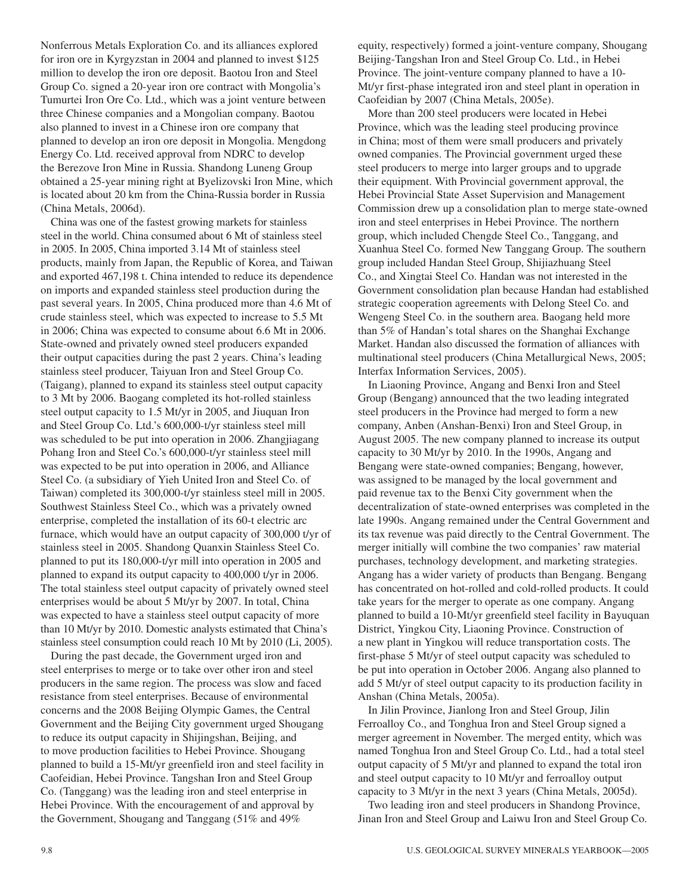Nonferrous Metals Exploration Co. and its alliances explored for iron ore in Kyrgyzstan in 2004 and planned to invest $125 million to develop the iron ore deposit. Baotou Iron and Steel Group Co. signed a 20-year iron ore contract with Mongolia's Tumurtei Iron Ore Co. Ltd., which was a joint venture between three Chinese companies and a Mongolian company. Baotou also planned to invest in a Chinese iron ore company that planned to develop an iron ore deposit in Mongolia. Mengdong Energy Co. Ltd. received approval from NDRC to develop the Berezove Iron Mine in Russia. Shandong Luneng Group obtained a 25-year mining right at Byelizovski Iron Mine, which is located about 20 km from the China-Russia border in Russia (China Metals, 2006d).

China was one of the fastest growing markets for stainless steel in the world. China consumed about 6 Mt of stainless steel in 2005. In 2005, China imported 3.14 Mt of stainless steel products, mainly from Japan, the Republic of Korea, and Taiwan and exported 467,198 t. China intended to reduce its dependence on imports and expanded stainless steel production during the past several years. In 2005, China produced more than 4.6 Mt of crude stainless steel, which was expected to increase to 5.5 Mt in 2006; China was expected to consume about 6.6 Mt in 2006. State-owned and privately owned steel producers expanded their output capacities during the past 2 years. China's leading stainless steel producer, Taiyuan Iron and Steel Group Co. (Taigang), planned to expand its stainless steel output capacity to 3 Mt by 2006. Baogang completed its hot-rolled stainless steel output capacity to 1.5 Mt/yr in 2005, and Jiuquan Iron and Steel Group Co. Ltd.'s 600,000-t/yr stainless steel mill was scheduled to be put into operation in 2006. Zhangjiagang Pohang Iron and Steel Co.'s 600,000-t/yr stainless steel mill was expected to be put into operation in 2006, and Alliance Steel Co. (a subsidiary of Yieh United Iron and Steel Co. of Taiwan) completed its 300,000-t/yr stainless steel mill in 2005. Southwest Stainless Steel Co., which was a privately owned enterprise, completed the installation of its 60-t electric arc furnace, which would have an output capacity of 300,000 t/yr of stainless steel in 2005. Shandong Quanxin Stainless Steel Co. planned to put its 180,000-t/yr mill into operation in 2005 and planned to expand its output capacity to 400,000 t/yr in 2006. The total stainless steel output capacity of privately owned steel enterprises would be about 5 Mt/yr by 2007. In total, China was expected to have a stainless steel output capacity of more than 10 Mt/yr by 2010. Domestic analysts estimated that China's stainless steel consumption could reach 10 Mt by 2010 (Li, 2005).

During the past decade, the Government urged iron and steel enterprises to merge or to take over other iron and steel producers in the same region. The process was slow and faced resistance from steel enterprises. Because of environmental concerns and the 2008 Beijing Olympic Games, the Central Government and the Beijing City government urged Shougang to reduce its output capacity in Shijingshan, Beijing, and to move production facilities to Hebei Province. Shougang planned to build a 15-Mt/yr greenfield iron and steel facility in Caofeidian, Hebei Province. Tangshan Iron and Steel Group Co. (Tanggang) was the leading iron and steel enterprise in Hebei Province. With the encouragement of and approval by the Government, Shougang and Tanggang (51% and 49% equity, respectively) formed a joint-venture company, Shougang Beijing-Tangshan Iron and Steel Group Co. Ltd., in Hebei Province. The joint-venture company planned to have a 10-Mt/yr first-phase integrated iron and steel plant in operation in Caofeidian by 2007 (China Metals, 2005e).

More than 200 steel producers were located in Hebei Province, which was the leading steel producing province in China; most of them were small producers and privately owned companies. The Provincial government urged these steel producers to merge into larger groups and to upgrade their equipment. With Provincial government approval, the Hebei Provincial State Asset Supervision and Management Commission drew up a consolidation plan to merge state-owned iron and steel enterprises in Hebei Province. The northern group, which included Chengde Steel Co., Tanggang, and Xuanhua Steel Co. formed New Tanggang Group. The southern group included Handan Steel Group, Shijiazhuang Steel Co., and Xingtai Steel Co. Handan was not interested in the Government consolidation plan because Handan had established strategic cooperation agreements with Delong Steel Co. and Wengeng Steel Co. in the southern area. Baogang held more than 5% of Handan's total shares on the Shanghai Exchange Market. Handan also discussed the formation of alliances with multinational steel producers (China Metallurgical News, 2005; Interfax Information Services, 2005).

In Liaoning Province, Angang and Benxi Iron and Steel Group (Bengang) announced that the two leading integrated steel producers in the Province had merged to form a new company, Anben (Anshan-Benxi) Iron and Steel Group, in August 2005. The new company planned to increase its output capacity to 30 Mt/yr by 2010. In the 1990s, Angang and Bengang were state-owned companies; Bengang, however, was assigned to be managed by the local government and paid revenue tax to the Benxi City government when the decentralization of state-owned enterprises was completed in the late 1990s. Angang remained under the Central Government and its tax revenue was paid directly to the Central Government. The merger initially will combine the two companies' raw material purchases, technology development, and marketing strategies. Angang has a wider variety of products than Bengang. Bengang has concentrated on hot-rolled and cold-rolled products. It could take years for the merger to operate as one company. Angang planned to build a 10-Mt/yr greenfield steel facility in Bayuquan District, Yingkou City, Liaoning Province. Construction of a new plant in Yingkou will reduce transportation costs. The first-phase 5 Mt/yr of steel output capacity was scheduled to be put into operation in October 2006. Angang also planned to add 5 Mt/yr of steel output capacity to its production facility in Anshan (China Metals, 2005a).

In Jilin Province, Jianlong Iron and Steel Group, Jilin Ferroalloy Co., and Tonghua Iron and Steel Group signed a merger agreement in November. The merged entity, which was named Tonghua Iron and Steel Group Co. Ltd., had a total steel output capacity of 5 Mt/yr and planned to expand the total iron and steel output capacity to 10 Mt/yr and ferroalloy output capacity to 3 Mt/yr in the next 3 years (China Metals, 2005d).

Two leading iron and steel producers in Shandong Province, Jinan Iron and Steel Group and Laiwu Iron and Steel Group Co.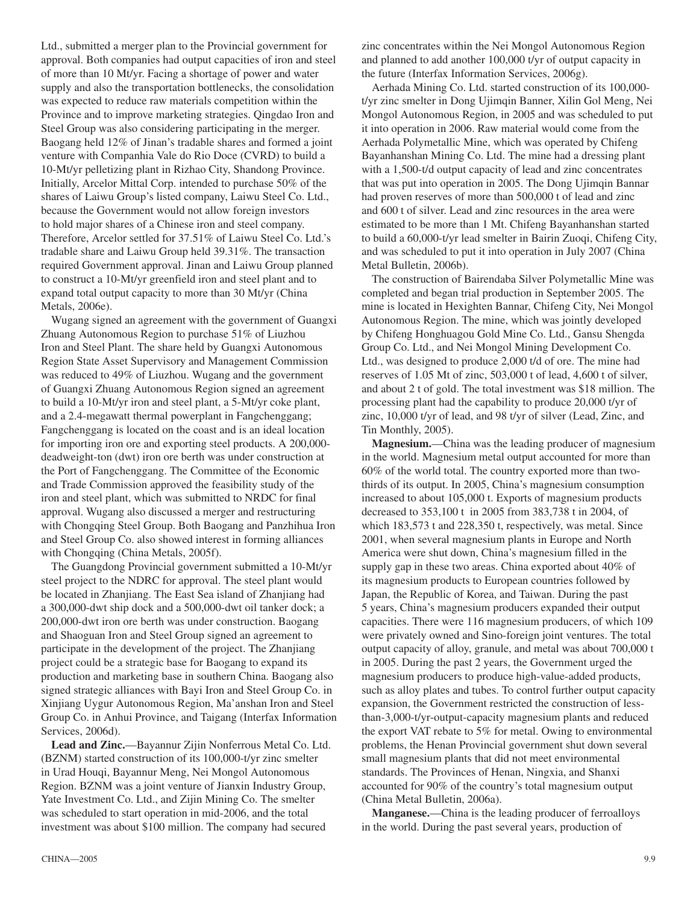Ltd., submitted a merger plan to the Provincial government for approval. Both companies had output capacities of iron and steel of more than 10 Mt/yr. Facing a shortage of power and water supply and also the transportation bottlenecks, the consolidation was expected to reduce raw materials competition within the Province and to improve marketing strategies. Qingdao Iron and Steel Group was also considering participating in the merger. Baogang held 12% of Jinan's tradable shares and formed a joint venture with Companhia Vale do Rio Doce (CVRD) to build a 10-Mt/yr pelletizing plant in Rizhao City, Shandong Province. Initially, Arcelor Mittal Corp. intended to purchase 50% of the shares of Laiwu Group's listed company, Laiwu Steel Co. Ltd., because the Government would not allow foreign investors to hold major shares of a Chinese iron and steel company. Therefore, Arcelor settled for 37.51% of Laiwu Steel Co. Ltd.'s tradable share and Laiwu Group held 39.31%. The transaction required Government approval. Jinan and Laiwu Group planned to construct a 10-Mt/yr greenfield iron and steel plant and to expand total output capacity to more than 30 Mt/yr (China Metals, 2006e).

Wugang signed an agreement with the government of Guangxi Zhuang Autonomous Region to purchase 51% of Liuzhou Iron and Steel Plant. The share held by Guangxi Autonomous Region State Asset Supervisory and Management Commission was reduced to 49% of Liuzhou. Wugang and the government of Guangxi Zhuang Autonomous Region signed an agreement to build a 10-Mt/yr iron and steel plant, a 5-Mt/yr coke plant, and a 2.4-megawatt thermal powerplant in Fangchenggang; Fangchenggang is located on the coast and is an ideal location for importing iron ore and exporting steel products. A 200,000-deadweight-ton (dwt) iron ore berth was under construction at the Port of Fangchenggang. The Committee of the Economic and Trade Commission approved the feasibility study of the iron and steel plant, which was submitted to NRDC for final approval. Wugang also discussed a merger and restructuring with Chongqing Steel Group. Both Baogang and Panzhihua Iron and Steel Group Co. also showed interest in forming alliances with Chongqing (China Metals, 2005f).

The Guangdong Provincial government submitted a 10-Mt/yr steel project to the NDRC for approval. The steel plant would be located in Zhanjiang. The East Sea island of Zhanjiang had a 300,000-dwt ship dock and a 500,000-dwt oil tanker dock; a 200,000-dwt iron ore berth was under construction. Baogang and Shaoguan Iron and Steel Group signed an agreement to participate in the development of the project. The Zhanjiang project could be a strategic base for Baogang to expand its production and marketing base in southern China. Baogang also signed strategic alliances with Bayi Iron and Steel Group Co. in Xinjiang Uygur Autonomous Region, Ma'anshan Iron and Steel Group Co. in Anhui Province, and Taigang (Interfax Information Services, 2006d).

**Lead and Zinc.**—Bayannur Zijin Nonferrous Metal Co. Ltd. (BZNM) started construction of its 100,000-t/yr zinc smelter in Urad Houqi, Bayannur Meng, Nei Mongol Autonomous Region. BZNM was a joint venture of Jianxin Industry Group, Yate Investment Co. Ltd., and Zijin Mining Co. The smelter was scheduled to start operation in mid-2006, and the total investment was about $100 million. The company had secured zinc concentrates within the Nei Mongol Autonomous Region and planned to add another 100,000 t/yr of output capacity in the future (Interfax Information Services, 2006g).

Aerhada Mining Co. Ltd. started construction of its 100,000-t/yr zinc smelter in Dong Ujimqin Banner, Xilin Gol Meng, Nei Mongol Autonomous Region, in 2005 and was scheduled to put it into operation in 2006. Raw material would come from the Aerhada Polymetallic Mine, which was operated by Chifeng Bayanhanshan Mining Co. Ltd. The mine had a dressing plant with a 1,500-t/d output capacity of lead and zinc concentrates that was put into operation in 2005. The Dong Ujimqin Bannar had proven reserves of more than 500,000 t of lead and zinc and 600 t of silver. Lead and zinc resources in the area were estimated to be more than 1 Mt. Chifeng Bayanhanshan started to build a 60,000-t/yr lead smelter in Bairin Zuoqi, Chifeng City, and was scheduled to put it into operation in July 2007 (China Metal Bulletin, 2006b).

The construction of Bairendaba Silver Polymetallic Mine was completed and began trial production in September 2005. The mine is located in Hexighten Bannar, Chifeng City, Nei Mongol Autonomous Region. The mine, which was jointly developed by Chifeng Honghuagou Gold Mine Co. Ltd., Gansu Shengda Group Co. Ltd., and Nei Mongol Mining Development Co. Ltd., was designed to produce 2,000 t/d of ore. The mine had reserves of 1.05 Mt of zinc, 503,000 t of lead, 4,600 t of silver, and about 2 t of gold. The total investment was $18 million. The processing plant had the capability to produce 20,000 t/yr of zinc, 10,000 t/yr of lead, and 98 t/yr of silver (Lead, Zinc, and Tin Monthly, 2005).

**Magnesium.**—China was the leading producer of magnesium in the world. Magnesium metal output accounted for more than 60% of the world total. The country exported more than two-thirds of its output. In 2005, China's magnesium consumption increased to about 105,000 t. Exports of magnesium products decreased to 353,100 t in 2005 from 383,738 t in 2004, of which 183,573 t and 228,350 t, respectively, was metal. Since 2001, when several magnesium plants in Europe and North America were shut down, China's magnesium filled in the supply gap in these two areas. China exported about 40% of its magnesium products to European countries followed by Japan, the Republic of Korea, and Taiwan. During the past 5 years, China's magnesium producers expanded their output capacities. There were 116 magnesium producers, of which 109 were privately owned and Sino-foreign joint ventures. The total output capacity of alloy, granule, and metal was about 700,000 t in 2005. During the past 2 years, the Government urged the magnesium producers to produce high-value-added products, such as alloy plates and tubes. To control further output capacity expansion, the Government restricted the construction of less-than-3,000-t/yr-output-capacity magnesium plants and reduced the export VAT rebate to 5% for metal. Owing to environmental problems, the Henan Provincial government shut down several small magnesium plants that did not meet environmental standards. The Provinces of Henan, Ningxia, and Shanxi accounted for 90% of the country's total magnesium output (China Metal Bulletin, 2006a).

**Manganese.**—China is the leading producer of ferroalloys in the world. During the past several years, production of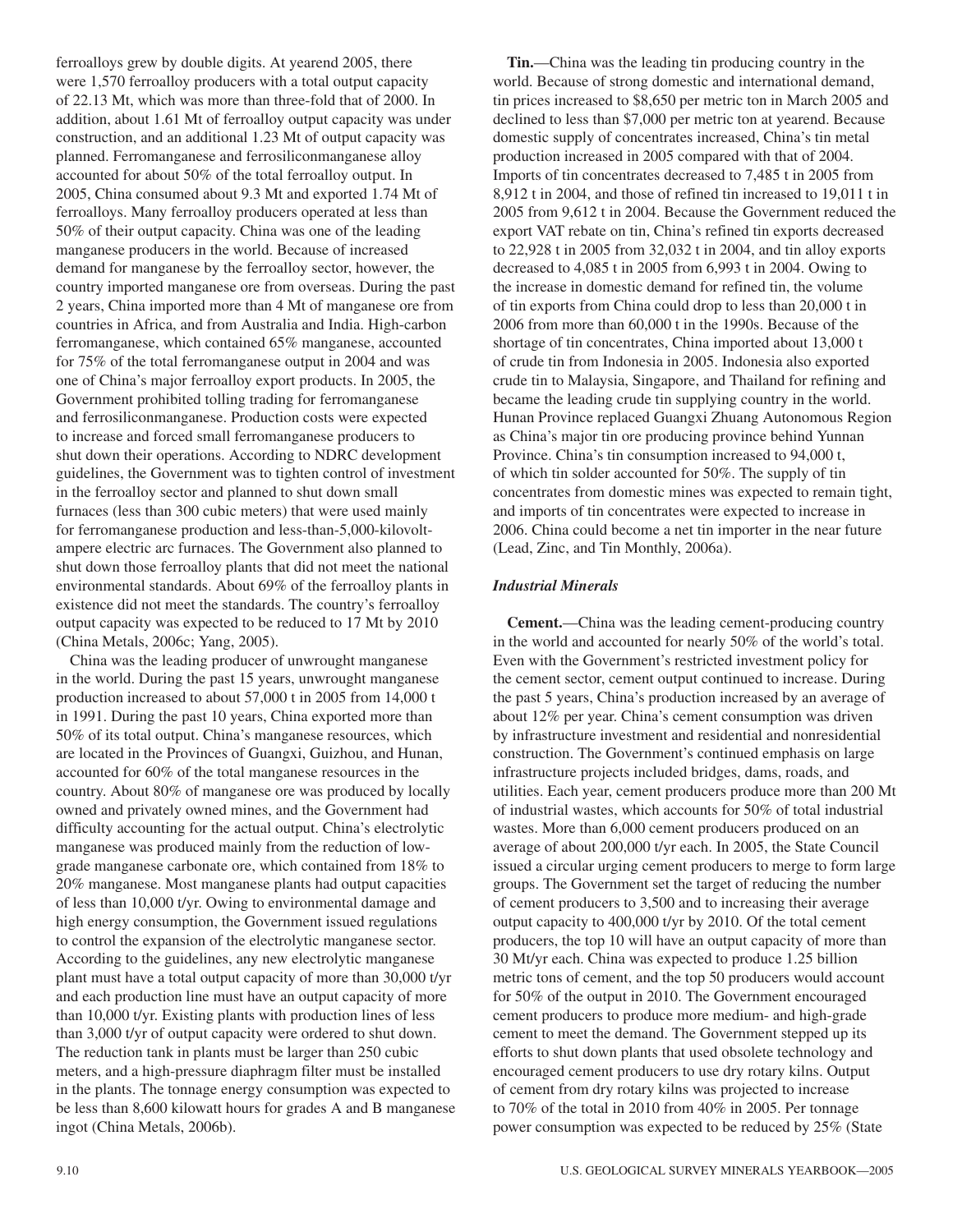ferroalloys grew by double digits. At yearend 2005, there were 1,570 ferroalloy producers with a total output capacity of 22.13 Mt, which was more than three-fold that of 2000. In addition, about 1.61 Mt of ferroalloy output capacity was under construction, and an additional 1.23 Mt of output capacity was planned. Ferromanganese and ferrosiliconmanganese alloy accounted for about 50% of the total ferroalloy output. In 2005, China consumed about 9.3 Mt and exported 1.74 Mt of ferroalloys. Many ferroalloy producers operated at less than 50% of their output capacity. China was one of the leading manganese producers in the world. Because of increased demand for manganese by the ferroalloy sector, however, the country imported manganese ore from overseas. During the past 2 years, China imported more than 4 Mt of manganese ore from countries in Africa, and from Australia and India. High-carbon ferromanganese, which contained 65% manganese, accounted for 75% of the total ferromanganese output in 2004 and was one of China's major ferroalloy export products. In 2005, the Government prohibited tolling trading for ferromanganese and ferrosiliconmanganese. Production costs were expected to increase and forced small ferromanganese producers to shut down their operations. According to NDRC development guidelines, the Government was to tighten control of investment in the ferroalloy sector and planned to shut down small furnaces (less than 300 cubic meters) that were used mainly for ferromanganese production and less-than-5,000-kilovolt-ampere electric arc furnaces. The Government also planned to shut down those ferroalloy plants that did not meet the national environmental standards. About 69% of the ferroalloy plants in existence did not meet the standards. The country's ferroalloy output capacity was expected to be reduced to 17 Mt by 2010 (China Metals, 2006c; Yang, 2005).

China was the leading producer of unwrought manganese in the world. During the past 15 years, unwrought manganese production increased to about 57,000 t in 2005 from 14,000 t in 1991. During the past 10 years, China exported more than 50% of its total output. China's manganese resources, which are located in the Provinces of Guangxi, Guizhou, and Hunan, accounted for 60% of the total manganese resources in the country. About 80% of manganese ore was produced by locally owned and privately owned mines, and the Government had difficulty accounting for the actual output. China's electrolytic manganese was produced mainly from the reduction of low-grade manganese carbonate ore, which contained from 18% to 20% manganese. Most manganese plants had output capacities of less than 10,000 t/yr. Owing to environmental damage and high energy consumption, the Government issued regulations to control the expansion of the electrolytic manganese sector. According to the guidelines, any new electrolytic manganese plant must have a total output capacity of more than 30,000 t/yr and each production line must have an output capacity of more than 10,000 t/yr. Existing plants with production lines of less than 3,000 t/yr of output capacity were ordered to shut down. The reduction tank in plants must be larger than 250 cubic meters, and a high-pressure diaphragm filter must be installed in the plants. The tonnage energy consumption was expected to be less than 8,600 kilowatt hours for grades A and B manganese ingot (China Metals, 2006b).

**Tin.**—China was the leading tin producing country in the world. Because of strong domestic and international demand, tin prices increased to $8,650 per metric ton in March 2005 and declined to less than $7,000 per metric ton at yearend. Because domestic supply of concentrates increased, China's tin metal production increased in 2005 compared with that of 2004. Imports of tin concentrates decreased to 7,485 t in 2005 from 8,912 t in 2004, and those of refined tin increased to 19,011 t in 2005 from 9,612 t in 2004. Because the Government reduced the export VAT rebate on tin, China's refined tin exports decreased to 22,928 t in 2005 from 32,032 t in 2004, and tin alloy exports decreased to 4,085 t in 2005 from 6,993 t in 2004. Owing to the increase in domestic demand for refined tin, the volume of tin exports from China could drop to less than 20,000 t in 2006 from more than 60,000 t in the 1990s. Because of the shortage of tin concentrates, China imported about 13,000 t of crude tin from Indonesia in 2005. Indonesia also exported crude tin to Malaysia, Singapore, and Thailand for refining and became the leading crude tin supplying country in the world. Hunan Province replaced Guangxi Zhuang Autonomous Region as China's major tin ore producing province behind Yunnan Province. China's tin consumption increased to 94,000 t, of which tin solder accounted for 50%. The supply of tin concentrates from domestic mines was expected to remain tight, and imports of tin concentrates were expected to increase in 2006. China could become a net tin importer in the near future (Lead, Zinc, and Tin Monthly, 2006a).

### *Industrial Minerals*

**Cement.**—China was the leading cement-producing country in the world and accounted for nearly 50% of the world's total. Even with the Government's restricted investment policy for the cement sector, cement output continued to increase. During the past 5 years, China's production increased by an average of about 12% per year. China's cement consumption was driven by infrastructure investment and residential and nonresidential construction. The Government's continued emphasis on large infrastructure projects included bridges, dams, roads, and utilities. Each year, cement producers produce more than 200 Mt of industrial wastes, which accounts for 50% of total industrial wastes. More than 6,000 cement producers produced on an average of about 200,000 t/yr each. In 2005, the State Council issued a circular urging cement producers to merge to form large groups. The Government set the target of reducing the number of cement producers to 3,500 and to increasing their average output capacity to 400,000 t/yr by 2010. Of the total cement producers, the top 10 will have an output capacity of more than 30 Mt/yr each. China was expected to produce 1.25 billion metric tons of cement, and the top 50 producers would account for 50% of the output in 2010. The Government encouraged cement producers to produce more medium- and high-grade cement to meet the demand. The Government stepped up its efforts to shut down plants that used obsolete technology and encouraged cement producers to use dry rotary kilns. Output of cement from dry rotary kilns was projected to increase to 70% of the total in 2010 from 40% in 2005. Per tonnage power consumption was expected to be reduced by 25% (State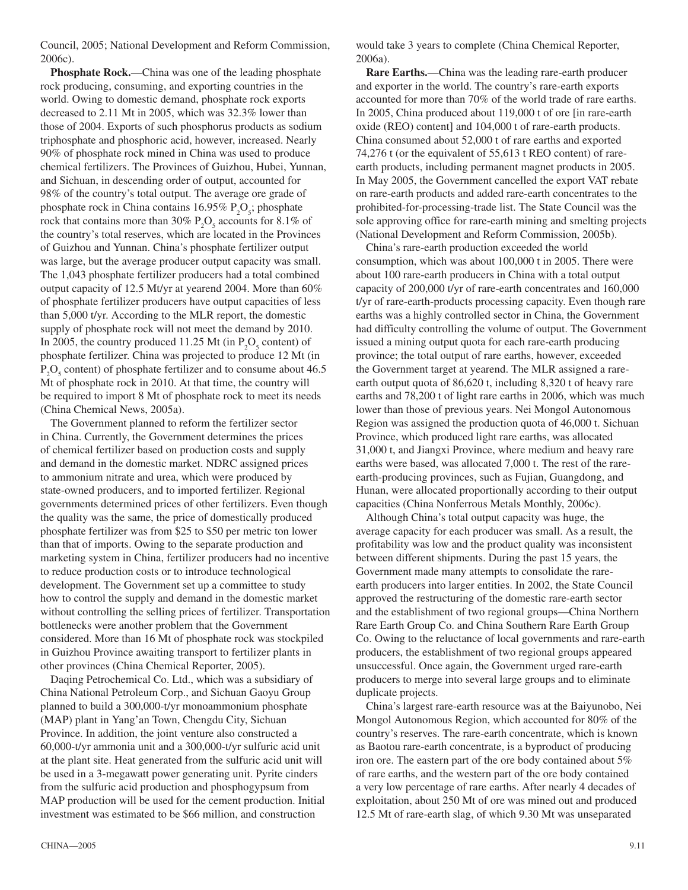Council, 2005; National Development and Reform Commission, 2006c).

**Phosphate Rock.**—China was one of the leading phosphate rock producing, consuming, and exporting countries in the world. Owing to domestic demand, phosphate rock exports decreased to 2.11 Mt in 2005, which was 32.3% lower than those of 2004. Exports of such phosphorus products as sodium triphosphate and phosphoric acid, however, increased. Nearly 90% of phosphate rock mined in China was used to produce chemical fertilizers. The Provinces of Guizhou, Hubei, Yunnan, and Sichuan, in descending order of output, accounted for 98% of the country's total output. The average ore grade of phosphate rock in China contains 16.95% $P_2O_5$; phosphate rock that contains more than 30% $P_2O_5$ accounts for 8.1% of the country's total reserves, which are located in the Provinces of Guizhou and Yunnan. China's phosphate fertilizer output was large, but the average producer output capacity was small. The 1,043 phosphate fertilizer producers had a total combined output capacity of 12.5 Mt/yr at yearend 2004. More than 60% of phosphate fertilizer producers have output capacities of less than 5,000 t/yr. According to the MLR report, the domestic supply of phosphate rock will not meet the demand by 2010. In 2005, the country produced 11.25 Mt (in $P_2O_5$ content) of phosphate fertilizer. China was projected to produce 12 Mt (in $P_2O_5$ content) of phosphate fertilizer and to consume about 46.5 Mt of phosphate rock in 2010. At that time, the country will be required to import 8 Mt of phosphate rock to meet its needs (China Chemical News, 2005a).

The Government planned to reform the fertilizer sector in China. Currently, the Government determines the prices of chemical fertilizer based on production costs and supply and demand in the domestic market. NDRC assigned prices to ammonium nitrate and urea, which were produced by state-owned producers, and to imported fertilizer. Regional governments determined prices of other fertilizers. Even though the quality was the same, the price of domestically produced phosphate fertilizer was from \$25 to \$50 per metric ton lower than that of imports. Owing to the separate production and marketing system in China, fertilizer producers had no incentive to reduce production costs or to introduce technological development. The Government set up a committee to study how to control the supply and demand in the domestic market without controlling the selling prices of fertilizer. Transportation bottlenecks were another problem that the Government considered. More than 16 Mt of phosphate rock was stockpiled in Guizhou Province awaiting transport to fertilizer plants in other provinces (China Chemical Reporter, 2005).

Daqing Petrochemical Co. Ltd., which was a subsidiary of China National Petroleum Corp., and Sichuan Gaoyu Group planned to build a 300,000-t/yr monoammonium phosphate (MAP) plant in Yang'an Town, Chengdu City, Sichuan Province. In addition, the joint venture also constructed a 60,000-t/yr ammonia unit and a 300,000-t/yr sulfuric acid unit at the plant site. Heat generated from the sulfuric acid unit will be used in a 3-megawatt power generating unit. Pyrite cinders from the sulfuric acid production and phosphogypsum from MAP production will be used for the cement production. Initial investment was estimated to be \$66 million, and construction would take 3 years to complete (China Chemical Reporter, 2006a).

**Rare Earths.**—China was the leading rare-earth producer and exporter in the world. The country's rare-earth exports accounted for more than 70% of the world trade of rare earths. In 2005, China produced about 119,000 t of ore [in rare-earth oxide (REO) content] and 104,000 t of rare-earth products. China consumed about 52,000 t of rare earths and exported 74,276 t (or the equivalent of 55,613 t REO content) of rare-earth products, including permanent magnet products in 2005. In May 2005, the Government cancelled the export VAT rebate on rare-earth products and added rare-earth concentrates to the prohibited-for-processing-trade list. The State Council was the sole approving office for rare-earth mining and smelting projects (National Development and Reform Commission, 2005b).

China's rare-earth production exceeded the world consumption, which was about 100,000 t in 2005. There were about 100 rare-earth producers in China with a total output capacity of 200,000 t/yr of rare-earth concentrates and 160,000 t/yr of rare-earth-products processing capacity. Even though rare earths was a highly controlled sector in China, the Government had difficulty controlling the volume of output. The Government issued a mining output quota for each rare-earth producing province; the total output of rare earths, however, exceeded the Government target at yearend. The MLR assigned a rare-earth output quota of 86,620 t, including 8,320 t of heavy rare earths and 78,200 t of light rare earths in 2006, which was much lower than those of previous years. Nei Mongol Autonomous Region was assigned the production quota of 46,000 t. Sichuan Province, which produced light rare earths, was allocated 31,000 t, and Jiangxi Province, where medium and heavy rare earths were based, was allocated 7,000 t. The rest of the rare-earth-producing provinces, such as Fujian, Guangdong, and Hunan, were allocated proportionally according to their output capacities (China Nonferrous Metals Monthly, 2006c).

Although China's total output capacity was huge, the average capacity for each producer was small. As a result, the profitability was low and the product quality was inconsistent between different shipments. During the past 15 years, the Government made many attempts to consolidate the rare-earth producers into larger entities. In 2002, the State Council approved the restructuring of the domestic rare-earth sector and the establishment of two regional groups—China Northern Rare Earth Group Co. and China Southern Rare Earth Group Co. Owing to the reluctance of local governments and rare-earth producers, the establishment of two regional groups appeared unsuccessful. Once again, the Government urged rare-earth producers to merge into several large groups and to eliminate duplicate projects.

China's largest rare-earth resource was at the Baiyunobo, Nei Mongol Autonomous Region, which accounted for 80% of the country's reserves. The rare-earth concentrate, which is known as Baotou rare-earth concentrate, is a byproduct of producing iron ore. The eastern part of the ore body contained about 5% of rare earths, and the western part of the ore body contained a very low percentage of rare earths. After nearly 4 decades of exploitation, about 250 Mt of ore was mined out and produced 12.5 Mt of rare-earth slag, of which 9.30 Mt was unseparated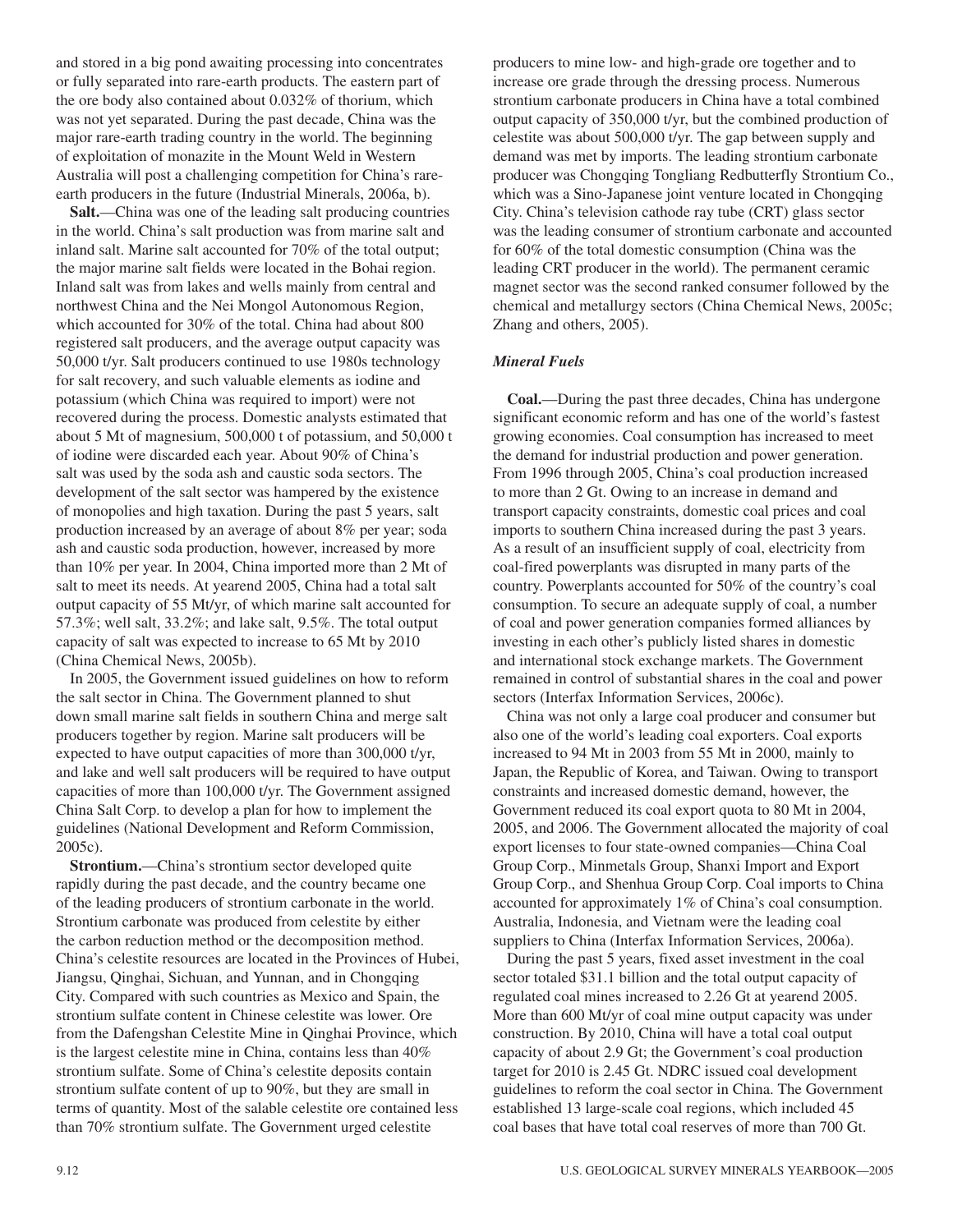and stored in a big pond awaiting processing into concentrates or fully separated into rare-earth products. The eastern part of the ore body also contained about 0.032% of thorium, which was not yet separated. During the past decade, China was the major rare-earth trading country in the world. The beginning of exploitation of monazite in the Mount Weld in Western Australia will post a challenging competition for China's rare-earth producers in the future (Industrial Minerals, 2006a, b).

**Salt.**—China was one of the leading salt producing countries in the world. China's salt production was from marine salt and inland salt. Marine salt accounted for 70% of the total output; the major marine salt fields were located in the Bohai region. Inland salt was from lakes and wells mainly from central and northwest China and the Nei Mongol Autonomous Region, which accounted for 30% of the total. China had about 800 registered salt producers, and the average output capacity was 50,000 t/yr. Salt producers continued to use 1980s technology for salt recovery, and such valuable elements as iodine and potassium (which China was required to import) were not recovered during the process. Domestic analysts estimated that about 5 Mt of magnesium, 500,000 t of potassium, and 50,000 t of iodine were discarded each year. About 90% of China's salt was used by the soda ash and caustic soda sectors. The development of the salt sector was hampered by the existence of monopolies and high taxation. During the past 5 years, salt production increased by an average of about 8% per year; soda ash and caustic soda production, however, increased by more than 10% per year. In 2004, China imported more than 2 Mt of salt to meet its needs. At yearend 2005, China had a total salt output capacity of 55 Mt/yr, of which marine salt accounted for 57.3%; well salt, 33.2%; and lake salt, 9.5%. The total output capacity of salt was expected to increase to 65 Mt by 2010 (China Chemical News, 2005b).

In 2005, the Government issued guidelines on how to reform the salt sector in China. The Government planned to shut down small marine salt fields in southern China and merge salt producers together by region. Marine salt producers will be expected to have output capacities of more than 300,000 t/yr, and lake and well salt producers will be required to have output capacities of more than 100,000 t/yr. The Government assigned China Salt Corp. to develop a plan for how to implement the guidelines (National Development and Reform Commission, 2005c).

**Strontium.**—China's strontium sector developed quite rapidly during the past decade, and the country became one of the leading producers of strontium carbonate in the world. Strontium carbonate was produced from celestite by either the carbon reduction method or the decomposition method. China's celestite resources are located in the Provinces of Hubei, Jiangsu, Qinghai, Sichuan, and Yunnan, and in Chongqing City. Compared with such countries as Mexico and Spain, the strontium sulfate content in Chinese celestite was lower. Ore from the Dafengshan Celestite Mine in Qinghai Province, which is the largest celestite mine in China, contains less than 40% strontium sulfate. Some of China's celestite deposits contain strontium sulfate content of up to 90%, but they are small in terms of quantity. Most of the salable celestite ore contained less than 70% strontium sulfate. The Government urged celestite producers to mine low- and high-grade ore together and to increase ore grade through the dressing process. Numerous strontium carbonate producers in China have a total combined output capacity of 350,000 t/yr, but the combined production of celestite was about 500,000 t/yr. The gap between supply and demand was met by imports. The leading strontium carbonate producer was Chongqing Tongliang Redbutterfly Strontium Co., which was a Sino-Japanese joint venture located in Chongqing City. China's television cathode ray tube (CRT) glass sector was the leading consumer of strontium carbonate and accounted for 60% of the total domestic consumption (China was the leading CRT producer in the world). The permanent ceramic magnet sector was the second ranked consumer followed by the chemical and metallurgy sectors (China Chemical News, 2005c; Zhang and others, 2005).

### *Mineral Fuels*

**Coal.**—During the past three decades, China has undergone significant economic reform and has one of the world's fastest growing economies. Coal consumption has increased to meet the demand for industrial production and power generation. From 1996 through 2005, China's coal production increased to more than 2 Gt. Owing to an increase in demand and transport capacity constraints, domestic coal prices and coal imports to southern China increased during the past 3 years. As a result of an insufficient supply of coal, electricity from coal-fired powerplants was disrupted in many parts of the country. Powerplants accounted for 50% of the country's coal consumption. To secure an adequate supply of coal, a number of coal and power generation companies formed alliances by investing in each other's publicly listed shares in domestic and international stock exchange markets. The Government remained in control of substantial shares in the coal and power sectors (Interfax Information Services, 2006c).

China was not only a large coal producer and consumer but also one of the world's leading coal exporters. Coal exports increased to 94 Mt in 2003 from 55 Mt in 2000, mainly to Japan, the Republic of Korea, and Taiwan. Owing to transport constraints and increased domestic demand, however, the Government reduced its coal export quota to 80 Mt in 2004, 2005, and 2006. The Government allocated the majority of coal export licenses to four state-owned companies—China Coal Group Corp., Minmetals Group, Shanxi Import and Export Group Corp., and Shenhua Group Corp. Coal imports to China accounted for approximately 1% of China's coal consumption. Australia, Indonesia, and Vietnam were the leading coal suppliers to China (Interfax Information Services, 2006a).

During the past 5 years, fixed asset investment in the coal sector totaled $31.1 billion and the total output capacity of regulated coal mines increased to 2.26 Gt at yearend 2005. More than 600 Mt/yr of coal mine output capacity was under construction. By 2010, China will have a total coal output capacity of about 2.9 Gt; the Government's coal production target for 2010 is 2.45 Gt. NDRC issued coal development guidelines to reform the coal sector in China. The Government established 13 large-scale coal regions, which included 45 coal bases that have total coal reserves of more than 700 Gt.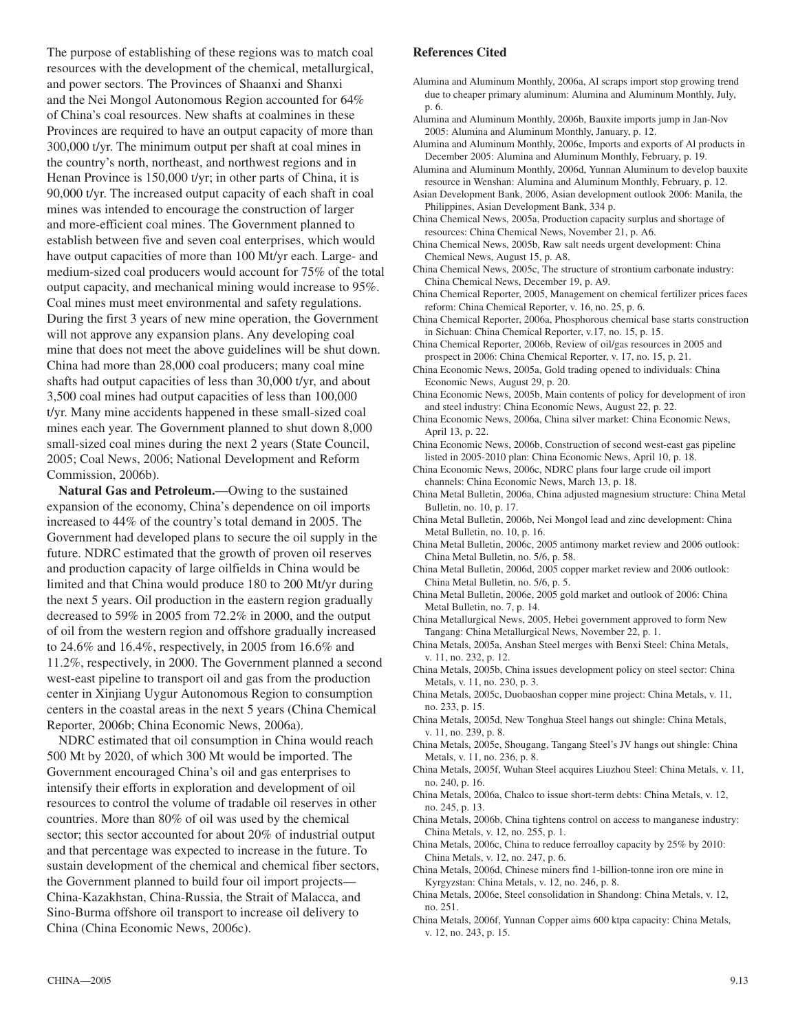The purpose of establishing of these regions was to match coal resources with the development of the chemical, metallurgical, and power sectors. The Provinces of Shaanxi and Shanxi and the Nei Mongol Autonomous Region accounted for 64% of China's coal resources. New shafts at coalmines in these Provinces are required to have an output capacity of more than 300,000 t/yr. The minimum output per shaft at coal mines in the country's north, northeast, and northwest regions and in Henan Province is 150,000 t/yr; in other parts of China, it is 90,000 t/yr. The increased output capacity of each shaft in coal mines was intended to encourage the construction of larger and more-efficient coal mines. The Government planned to establish between five and seven coal enterprises, which would have output capacities of more than 100 Mt/yr each. Large- and medium-sized coal producers would account for 75% of the total output capacity, and mechanical mining would increase to 95%. Coal mines must meet environmental and safety regulations. During the first 3 years of new mine operation, the Government will not approve any expansion plans. Any developing coal mine that does not meet the above guidelines will be shut down. China had more than 28,000 coal producers; many coal mine shafts had output capacities of less than 30,000 t/yr, and about 3,500 coal mines had output capacities of less than 100,000 t/yr. Many mine accidents happened in these small-sized coal mines each year. The Government planned to shut down 8,000 small-sized coal mines during the next 2 years (State Council, 2005; Coal News, 2006; National Development and Reform Commission, 2006b).

**Natural Gas and Petroleum.**—Owing to the sustained expansion of the economy, China's dependence on oil imports increased to 44% of the country's total demand in 2005. The Government had developed plans to secure the oil supply in the future. NDRC estimated that the growth of proven oil reserves and production capacity of large oilfields in China would be limited and that China would produce 180 to 200 Mt/yr during the next 5 years. Oil production in the eastern region gradually decreased to 59% in 2005 from 72.2% in 2000, and the output of oil from the western region and offshore gradually increased to 24.6% and 16.4%, respectively, in 2005 from 16.6% and 11.2%, respectively, in 2000. The Government planned a second west-east pipeline to transport oil and gas from the production center in Xinjiang Uygur Autonomous Region to consumption centers in the coastal areas in the next 5 years (China Chemical Reporter, 2006b; China Economic News, 2006a).

NDRC estimated that oil consumption in China would reach 500 Mt by 2020, of which 300 Mt would be imported. The Government encouraged China's oil and gas enterprises to intensify their efforts in exploration and development of oil resources to control the volume of tradable oil reserves in other countries. More than 80% of oil was used by the chemical sector; this sector accounted for about 20% of industrial output and that percentage was expected to increase in the future. To sustain development of the chemical and chemical fiber sectors, the Government planned to build four oil import projects—China-Kazakhstan, China-Russia, the Strait of Malacca, and Sino-Burma offshore oil transport to increase oil delivery to China (China Economic News, 2006c).

## References Cited

Alumina and Aluminum Monthly, 2006a, Al scraps import stop growing trend due to cheaper primary aluminum: Alumina and Aluminum Monthly, July, p. 6.

Alumina and Aluminum Monthly, 2006b, Bauxite imports jump in Jan-Nov 2005: Alumina and Aluminum Monthly, January, p. 12.

Alumina and Aluminum Monthly, 2006c, Imports and exports of Al products in December 2005: Alumina and Aluminum Monthly, February, p. 19.

Alumina and Aluminum Monthly, 2006d, Yunnan Aluminum to develop bauxite resource in Wenshan: Alumina and Aluminum Monthly, February, p. 12.

Asian Development Bank, 2006, Asian development outlook 2006: Manila, the Philippines, Asian Development Bank, 334 p.

China Chemical News, 2005a, Production capacity surplus and shortage of resources: China Chemical News, November 21, p. A6.

China Chemical News, 2005b, Raw salt needs urgent development: China Chemical News, August 15, p. A8.

China Chemical News, 2005c, The structure of strontium carbonate industry: China Chemical News, December 19, p. A9.

China Chemical Reporter, 2005, Management on chemical fertilizer prices faces reform: China Chemical Reporter, v. 16, no. 25, p. 6.

China Chemical Reporter, 2006a, Phosphorous chemical base starts construction in Sichuan: China Chemical Reporter, v.17, no. 15, p. 15.

China Chemical Reporter, 2006b, Review of oil/gas resources in 2005 and prospect in 2006: China Chemical Reporter, v. 17, no. 15, p. 21.

China Economic News, 2005a, Gold trading opened to individuals: China Economic News, August 29, p. 20.

China Economic News, 2005b, Main contents of policy for development of iron and steel industry: China Economic News, August 22, p. 22.

China Economic News, 2006a, China silver market: China Economic News, April 13, p. 22.

China Economic News, 2006b, Construction of second west-east gas pipeline listed in 2005-2010 plan: China Economic News, April 10, p. 18.

China Economic News, 2006c, NDRC plans four large crude oil import channels: China Economic News, March 13, p. 18.

China Metal Bulletin, 2006a, China adjusted magnesium structure: China Metal Bulletin, no. 10, p. 17.

China Metal Bulletin, 2006b, Nei Mongol lead and zinc development: China Metal Bulletin, no. 10, p. 16.

China Metal Bulletin, 2006c, 2005 antimony market review and 2006 outlook: China Metal Bulletin, no. 5/6, p. 58.

China Metal Bulletin, 2006d, 2005 copper market review and 2006 outlook: China Metal Bulletin, no. 5/6, p. 5.

China Metal Bulletin, 2006e, 2005 gold market and outlook of 2006: China Metal Bulletin, no. 7, p. 14.

China Metallurgical News, 2005, Hebei government approved to form New Tangang: China Metallurgical News, November 22, p. 1.

China Metals, 2005a, Anshan Steel merges with Benxi Steel: China Metals, v. 11, no. 232, p. 12.

China Metals, 2005b, China issues development policy on steel sector: China Metals, v. 11, no. 230, p. 3.

China Metals, 2005c, Duobaoshan copper mine project: China Metals, v. 11, no. 233, p. 15.

China Metals, 2005d, New Tonghua Steel hangs out shingle: China Metals, v. 11, no. 239, p. 8.

China Metals, 2005e, Shougang, Tangang Steel's JV hangs out shingle: China Metals, v. 11, no. 236, p. 8.

China Metals, 2005f, Wuhan Steel acquires Liuzhou Steel: China Metals, v. 11, no. 240, p. 16.

China Metals, 2006a, Chalco to issue short-term debts: China Metals, v. 12, no. 245, p. 13.

China Metals, 2006b, China tightens control on access to manganese industry: China Metals, v. 12, no. 255, p. 1.

China Metals, 2006c, China to reduce ferroalloy capacity by 25% by 2010: China Metals, v. 12, no. 247, p. 6.

China Metals, 2006d, Chinese miners find 1-billion-tonne iron ore mine in Kyrgyzstan: China Metals, v. 12, no. 246, p. 8.

China Metals, 2006e, Steel consolidation in Shandong: China Metals, v. 12, no. 251.

China Metals, 2006f, Yunnan Copper aims 600 ktpa capacity: China Metals, v. 12, no. 243, p. 15.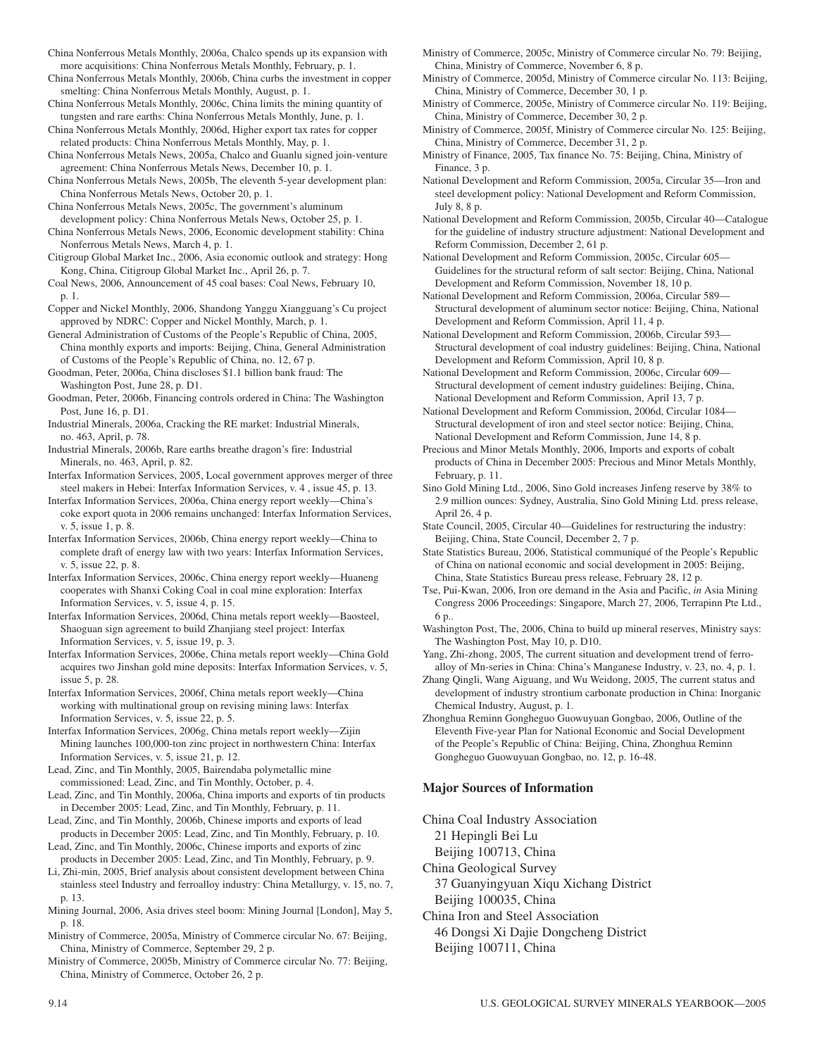China Nonferrous Metals Monthly, 2006a, Chalco spends up its expansion with more acquisitions: China Nonferrous Metals Monthly, February, p. 1.

China Nonferrous Metals Monthly, 2006b, China curbs the investment in copper smelting: China Nonferrous Metals Monthly, August, p. 1.

China Nonferrous Metals Monthly, 2006c, China limits the mining quantity of tungsten and rare earths: China Nonferrous Metals Monthly, June, p. 1.

China Nonferrous Metals Monthly, 2006d, Higher export tax rates for copper related products: China Nonferrous Metals Monthly, May, p. 1.

China Nonferrous Metals News, 2005a, Chalco and Guanlu signed join-venture agreement: China Nonferrous Metals News, December 10, p. 1.

China Nonferrous Metals News, 2005b, The eleventh 5-year development plan: China Nonferrous Metals News, October 20, p. 1.

China Nonferrous Metals News, 2005c, The government's aluminum development policy: China Nonferrous Metals News, October 25, p. 1.

China Nonferrous Metals News, 2006, Economic development stability: China Nonferrous Metals News, March 4, p. 1.

Citigroup Global Market Inc., 2006, Asia economic outlook and strategy: Hong Kong, China, Citigroup Global Market Inc., April 26, p. 7.

Coal News, 2006, Announcement of 45 coal bases: Coal News, February 10, p. 1.

Copper and Nickel Monthly, 2006, Shandong Yanggu Xiangguang's Cu project approved by NDRC: Copper and Nickel Monthly, March, p. 1.

General Administration of Customs of the People's Republic of China, 2005, China monthly exports and imports: Beijing, China, General Administration of Customs of the People's Republic of China, no. 12, 67 p.

Goodman, Peter, 2006a, China discloses $1.1 billion bank fraud: The Washington Post, June 28, p. D1.

Goodman, Peter, 2006b, Financing controls ordered in China: The Washington Post, June 16, p. D1.

Industrial Minerals, 2006a, Cracking the RE market: Industrial Minerals, no. 463, April, p. 78.

Industrial Minerals, 2006b, Rare earths breathe dragon's fire: Industrial Minerals, no. 463, April, p. 82.

Interfax Information Services, 2005, Local government approves merger of three steel makers in Hebei: Interfax Information Services, v. 4 , issue 45, p. 13.

Interfax Information Services, 2006a, China energy report weekly—China's coke export quota in 2006 remains unchanged: Interfax Information Services, v. 5, issue 1, p. 8.

Interfax Information Services, 2006b, China energy report weekly—China to complete draft of energy law with two years: Interfax Information Services, v. 5, issue 22, p. 8.

Interfax Information Services, 2006c, China energy report weekly—Huaneng cooperates with Shanxi Coking Coal in coal mine exploration: Interfax Information Services, v. 5, issue 4, p. 15.

Interfax Information Services, 2006d, China metals report weekly—Baosteel, Shaoguan sign agreement to build Zhanjiang steel project: Interfax Information Services, v. 5, issue 19, p. 3.

Interfax Information Services, 2006e, China metals report weekly—China Gold acquires two Jinshan gold mine deposits: Interfax Information Services, v. 5, issue 5, p. 28.

Interfax Information Services, 2006f, China metals report weekly—China working with multinational group on revising mining laws: Interfax Information Services, v. 5, issue 22, p. 5.

Interfax Information Services, 2006g, China metals report weekly—Zijin Mining launches 100,000-ton zinc project in northwestern China: Interfax Information Services, v. 5, issue 21, p. 12.

Lead, Zinc, and Tin Monthly, 2005, Bairendaba polymetallic mine commissioned: Lead, Zinc, and Tin Monthly, October, p. 4.

Lead, Zinc, and Tin Monthly, 2006a, China imports and exports of tin products in December 2005: Lead, Zinc, and Tin Monthly, February, p. 11.

Lead, Zinc, and Tin Monthly, 2006b, Chinese imports and exports of lead products in December 2005: Lead, Zinc, and Tin Monthly, February, p. 10.

Lead, Zinc, and Tin Monthly, 2006c, Chinese imports and exports of zinc products in December 2005: Lead, Zinc, and Tin Monthly, February, p. 9.

Li, Zhi-min, 2005, Brief analysis about consistent development between China stainless steel Industry and ferroalloy industry: China Metallurgy, v. 15, no. 7, p. 13.

Mining Journal, 2006, Asia drives steel boom: Mining Journal [London], May 5, p. 18.

Ministry of Commerce, 2005a, Ministry of Commerce circular No. 67: Beijing, China, Ministry of Commerce, September 29, 2 p.

Ministry of Commerce, 2005b, Ministry of Commerce circular No. 77: Beijing, China, Ministry of Commerce, October 26, 2 p.

Ministry of Commerce, 2005c, Ministry of Commerce circular No. 79: Beijing, China, Ministry of Commerce, November 6, 8 p.

Ministry of Commerce, 2005d, Ministry of Commerce circular No. 113: Beijing, China, Ministry of Commerce, December 30, 1 p.

Ministry of Commerce, 2005e, Ministry of Commerce circular No. 119: Beijing, China, Ministry of Commerce, December 30, 2 p.

Ministry of Commerce, 2005f, Ministry of Commerce circular No. 125: Beijing, China, Ministry of Commerce, December 31, 2 p.

Ministry of Finance, 2005, Tax finance No. 75: Beijing, China, Ministry of Finance, 3 p.

National Development and Reform Commission, 2005a, Circular 35—Iron and steel development policy: National Development and Reform Commission, July 8, 8 p.

National Development and Reform Commission, 2005b, Circular 40—Catalogue for the guideline of industry structure adjustment: National Development and Reform Commission, December 2, 61 p.

National Development and Reform Commission, 2005c, Circular 605—Guidelines for the structural reform of salt sector: Beijing, China, National Development and Reform Commission, November 18, 10 p.

National Development and Reform Commission, 2006a, Circular 589—Structural development of aluminum sector notice: Beijing, China, National Development and Reform Commission, April 11, 4 p.

National Development and Reform Commission, 2006b, Circular 593—Structural development of coal industry guidelines: Beijing, China, National Development and Reform Commission, April 10, 8 p.

National Development and Reform Commission, 2006c, Circular 609—Structural development of cement industry guidelines: Beijing, China, National Development and Reform Commission, April 13, 7 p.

National Development and Reform Commission, 2006d, Circular 1084—Structural development of iron and steel sector notice: Beijing, China, National Development and Reform Commission, June 14, 8 p.

Precious and Minor Metals Monthly, 2006, Imports and exports of cobalt products of China in December 2005: Precious and Minor Metals Monthly, February, p. 11.

Sino Gold Mining Ltd., 2006, Sino Gold increases Jinfeng reserve by 38% to 2.9 million ounces: Sydney, Australia, Sino Gold Mining Ltd. press release, April 26, 4 p.

State Council, 2005, Circular 40—Guidelines for restructuring the industry: Beijing, China, State Council, December 2, 7 p.

State Statistics Bureau, 2006, Statistical communiqué of the People's Republic of China on national economic and social development in 2005: Beijing, China, State Statistics Bureau press release, February 28, 12 p.

Tse, Pui-Kwan, 2006, Iron ore demand in the Asia and Pacific, *in* Asia Mining Congress 2006 Proceedings: Singapore, March 27, 2006, Terrapinn Pte Ltd., 6 p..

Washington Post, The, 2006, China to build up mineral reserves, Ministry says: The Washington Post, May 10, p. D10.

Yang, Zhi-zhong, 2005, The current situation and development trend of ferro-alloy of Mn-series in China: China's Manganese Industry, v. 23, no. 4, p. 1.

Zhang Qingli, Wang Aiguang, and Wu Weidong, 2005, The current status and development of industry strontium carbonate production in China: Inorganic Chemical Industry, August, p. 1.

Zhonghua Reminn Gongheguo Guowuyuan Gongbao, 2006, Outline of the Eleventh Five-year Plan for National Economic and Social Development of the People's Republic of China: Beijing, China, Zhonghua Reminn Gongheguo Guowuyuan Gongbao, no. 12, p. 16-48.

## Major Sources of Information

China Coal Industry Association
21 Hepingli Bei Lu
Beijing 100713, China

China Geological Survey
37 Guanyingyuan Xiqu Xichang District
Beijing 100035, China

China Iron and Steel Association
46 Dongsi Xi Dajie Dongcheng District
Beijing 100711, China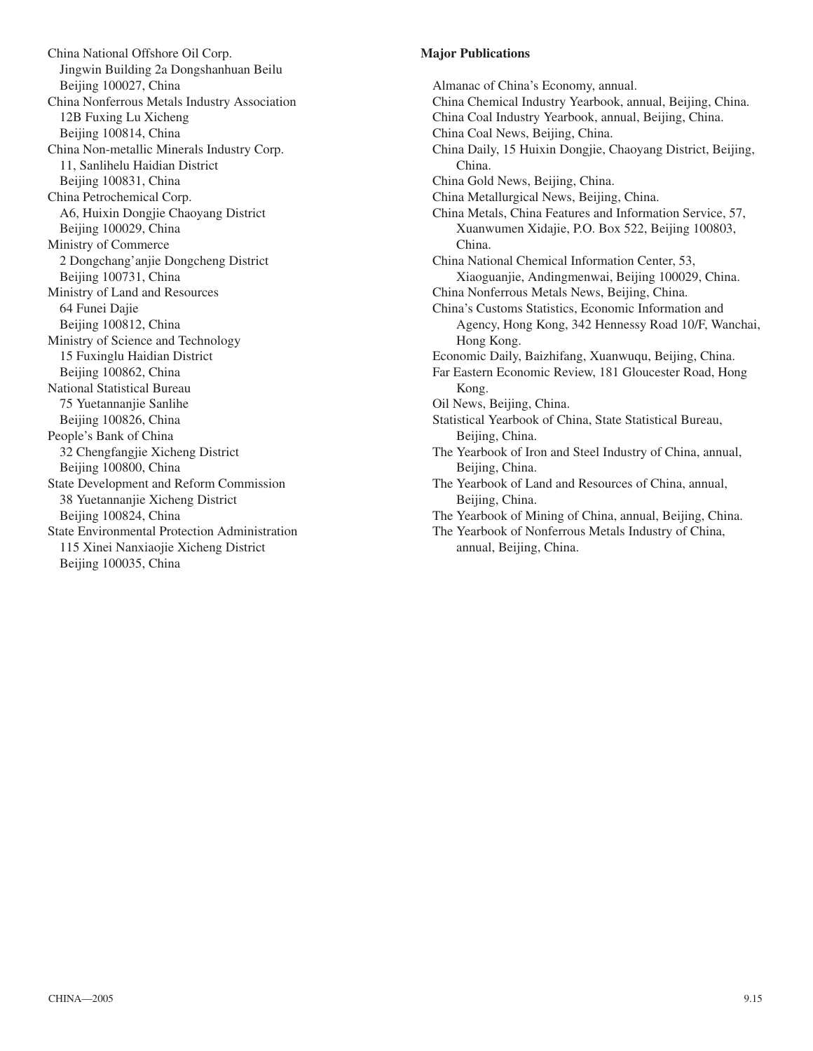China National Offshore Oil Corp.
Jingwin Building 2a Dongshanhuan Beilu
Beijing 100027, China

China Nonferrous Metals Industry Association
12B Fuxing Lu Xicheng
Beijing 100814, China

China Non-metallic Minerals Industry Corp.
11, Sanlihelu Haidian District
Beijing 100831, China

China Petrochemical Corp.
A6, Huixin Dongjie Chaoyang District
Beijing 100029, China

Ministry of Commerce
2 Dongchang'anjie Dongcheng District
Beijing 100731, China

Ministry of Land and Resources
64 Funei Dajie
Beijing 100812, China

Ministry of Science and Technology
15 Fuxinglu Haidian District
Beijing 100862, China

National Statistical Bureau
75 Yuetannanjie Sanlihe
Beijing 100826, China

People's Bank of China
32 Chengfangjie Xicheng District
Beijing 100800, China

State Development and Reform Commission
38 Yuetannanjie Xicheng District
Beijing 100824, China

State Environmental Protection Administration
115 Xinei Nanxiaojie Xicheng District
Beijing 100035, China

**Major Publications**

Almanac of China's Economy, annual.

China Chemical Industry Yearbook, annual, Beijing, China.

China Coal Industry Yearbook, annual, Beijing, China.

China Coal News, Beijing, China.

China Daily, 15 Huixin Dongjie, Chaoyang District, Beijing, China.

China Gold News, Beijing, China.

China Metallurgical News, Beijing, China.

China Metals, China Features and Information Service, 57, Xuanwumen Xidajie, P.O. Box 522, Beijing 100803, China.

China National Chemical Information Center, 53, Xiaoguanjie, Andingmenwai, Beijing 100029, China.

China Nonferrous Metals News, Beijing, China.

China's Customs Statistics, Economic Information and Agency, Hong Kong, 342 Hennessy Road 10/F, Wanchai, Hong Kong.

Economic Daily, Baizhifang, Xuanwuqu, Beijing, China.

Far Eastern Economic Review, 181 Gloucester Road, Hong Kong.

Oil News, Beijing, China.

Statistical Yearbook of China, State Statistical Bureau, Beijing, China.

The Yearbook of Iron and Steel Industry of China, annual, Beijing, China.

The Yearbook of Land and Resources of China, annual, Beijing, China.

The Yearbook of Mining of China, annual, Beijing, China.

The Yearbook of Nonferrous Metals Industry of China, annual, Beijing, China.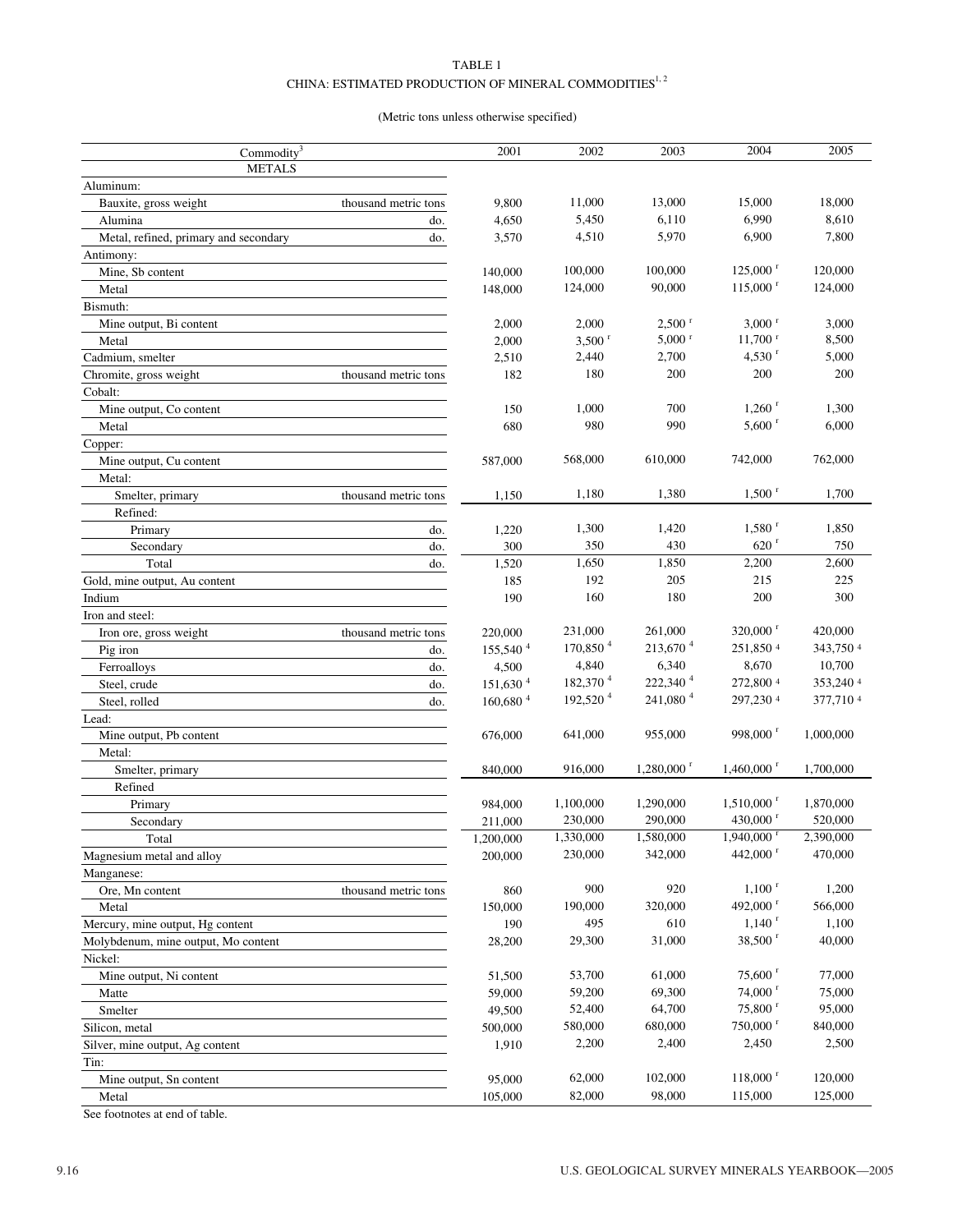TABLE 1

CHINA: ESTIMATED PRODUCTION OF MINERAL COMMODITIES[1, 2]

(Metric tons unless otherwise specified)

| Commodity[3] | | 2001 | 2002 | 2003 | 2004 | 2005 |
|---|---|---|---|---|---|---|
| METALS | | | | | | |
| Aluminum: | | | | | | |
| Bauxite, gross weight | thousand metric tons | 9,800 | 11,000 | 13,000 | 15,000 | 18,000 |
| Alumina | do. | 4,650 | 5,450 | 6,110 | 6,990 | 8,610 |
| Metal, refined, primary and secondary | do. | 3,570 | 4,510 | 5,970 | 6,900 | 7,800 |
| Antimony: | | | | | | |
| Mine, Sb content | | 140,000 | 100,000 | 100,000 | 125,000 r | 120,000 |
| Metal | | 148,000 | 124,000 | 90,000 | 115,000 r | 124,000 |
| Bismuth: | | | | | | |
| Mine output, Bi content | | 2,000 | 2,000 | 2,500 r | 3,000 r | 3,000 |
| Metal | | 2,000 | 3,500 r | 5,000 r | 11,700 r | 8,500 |
| Cadmium, smelter | | 2,510 | 2,440 | 2,700 | 4,530 r | 5,000 |
| Chromite, gross weight | thousand metric tons | 182 | 180 | 200 | 200 | 200 |
| Cobalt: | | | | | | |
| Mine output, Co content | | 150 | 1,000 | 700 | 1,260 r | 1,300 |
| Metal | | 680 | 980 | 990 | 5,600 r | 6,000 |
| Copper: | | | | | | |
| Mine output, Cu content | | 587,000 | 568,000 | 610,000 | 742,000 | 762,000 |
| Metal: | | | | | | |
| Smelter, primary | thousand metric tons | 1,150 | 1,180 | 1,380 | 1,500 r | 1,700 |
| Refined: | | | | | | |
| Primary | do. | 1,220 | 1,300 | 1,420 | 1,580 r | 1,850 |
| Secondary | do. | 300 | 350 | 430 | 620 r | 750 |
| Total | do. | 1,520 | 1,650 | 1,850 | 2,200 | 2,600 |
| Gold, mine output, Au content | | 185 | 192 | 205 | 215 | 225 |
| Indium | | 190 | 160 | 180 | 200 | 300 |
| Iron and steel: | | | | | | |
| Iron ore, gross weight | thousand metric tons | 220,000 | 231,000 | 261,000 | 320,000 r | 420,000 |
| Pig iron | do. | 155,540 [4] | 170,850 [4] | 213,670 [4] | 251,850 [4] | 343,750 [4] |
| Ferroalloys | do. | 4,500 | 4,840 | 6,340 | 8,670 | 10,700 |
| Steel, crude | do. | 151,630 [4] | 182,370 [4] | 222,340 [4] | 272,800 [4] | 353,240 [4] |
| Steel, rolled | do. | 160,680 [4] | 192,520 [4] | 241,080 [4] | 297,230 [4] | 377,710 [4] |
| Lead: | | | | | | |
| Mine output, Pb content | | 676,000 | 641,000 | 955,000 | 998,000 r | 1,000,000 |
| Metal: | | | | | | |
| Smelter, primary | | 840,000 | 916,000 | 1,280,000 r | 1,460,000 r | 1,700,000 |
| Refined | | | | | | |
| Primary | | 984,000 | 1,100,000 | 1,290,000 | 1,510,000 r | 1,870,000 |
| Secondary | | 211,000 | 230,000 | 290,000 | 430,000 r | 520,000 |
| Total | | 1,200,000 | 1,330,000 | 1,580,000 | 1,940,000 r | 2,390,000 |
| Magnesium metal and alloy | | 200,000 | 230,000 | 342,000 | 442,000 r | 470,000 |
| Manganese: | | | | | | |
| Ore, Mn content | thousand metric tons | 860 | 900 | 920 | 1,100 r | 1,200 |
| Metal | | 150,000 | 190,000 | 320,000 | 492,000 r | 566,000 |
| Mercury, mine output, Hg content | | 190 | 495 | 610 | 1,140 r | 1,100 |
| Molybdenum, mine output, Mo content | | 28,200 | 29,300 | 31,000 | 38,500 r | 40,000 |
| Nickel: | | | | | | |
| Mine output, Ni content | | 51,500 | 53,700 | 61,000 | 75,600 r | 77,000 |
| Matte | | 59,000 | 59,200 | 69,300 | 74,000 r | 75,000 |
| Smelter | | 49,500 | 52,400 | 64,700 | 75,800 r | 95,000 |
| Silicon, metal | | 500,000 | 580,000 | 680,000 | 750,000 r | 840,000 |
| Silver, mine output, Ag content | | 1,910 | 2,200 | 2,400 | 2,450 | 2,500 |
| Tin: | | | | | | |
| Mine output, Sn content | | 95,000 | 62,000 | 102,000 | 118,000 r | 120,000 |
| Metal | | 105,000 | 82,000 | 98,000 | 115,000 | 125,000 |

See footnotes at end of table.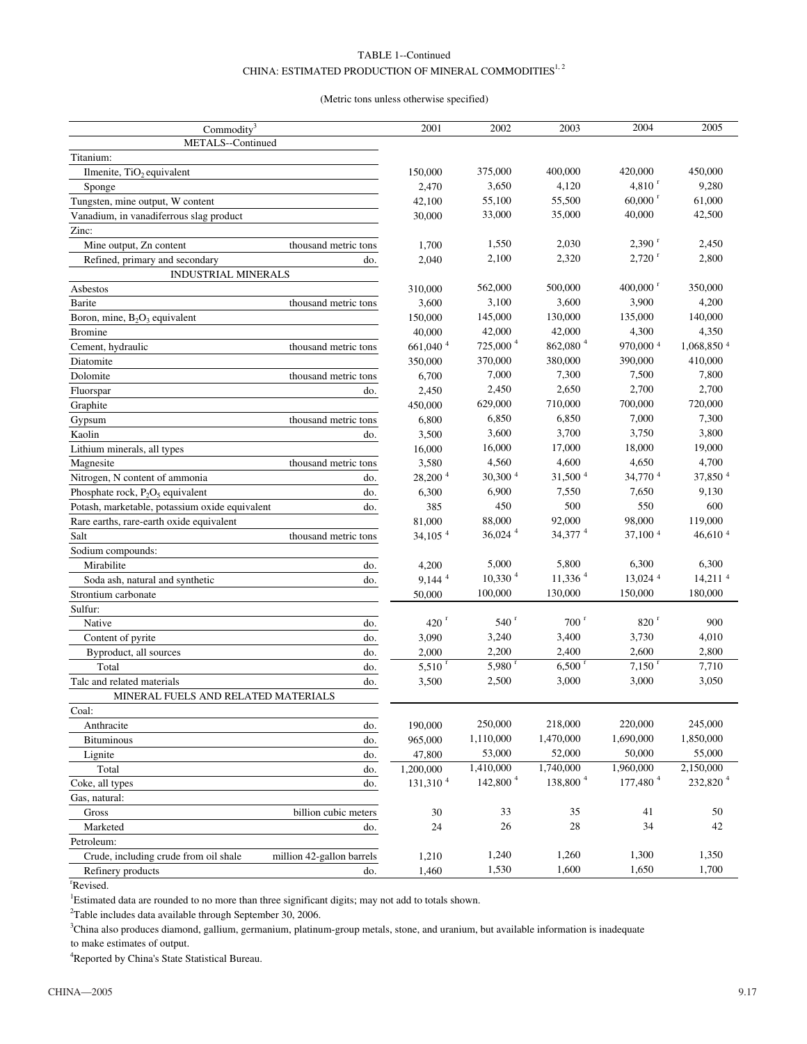TABLE 1--Continued

CHINA: ESTIMATED PRODUCTION OF MINERAL COMMODITIES[1, 2]

(Metric tons unless otherwise specified)

| Commodity[3] | | 2001 | 2002 | 2003 | 2004 | 2005 |
|---|---|---|---|---|---|---|
| METALS--Continued | | | | | | |
| Titanium: | | | | | | |
| Ilmenite, $TiO_2$ equivalent | | 150,000 | 375,000 | 400,000 | 420,000 | 450,000 |
| Sponge | | 2,470 | 3,650 | 4,120 | 4,810 r | 9,280 |
| Tungsten, mine output, W content | | 42,100 | 55,100 | 55,500 | 60,000 r | 61,000 |
| Vanadium, in vanadiferrous slag product | | 30,000 | 33,000 | 35,000 | 40,000 | 42,500 |
| Zinc: | | | | | | |
| Mine output, Zn content | thousand metric tons | 1,700 | 1,550 | 2,030 | 2,390 r | 2,450 |
| Refined, primary and secondary | do. | 2,040 | 2,100 | 2,320 | 2,720 r | 2,800 |
| INDUSTRIAL MINERALS | | | | | | |
| Asbestos | | 310,000 | 562,000 | 500,000 | 400,000 r | 350,000 |
| Barite | thousand metric tons | 3,600 | 3,100 | 3,600 | 3,900 | 4,200 |
| Boron, mine, $B_2O_3$ equivalent | | 150,000 | 145,000 | 130,000 | 135,000 | 140,000 |
| Bromine | | 40,000 | 42,000 | 42,000 | 4,300 | 4,350 |
| Cement, hydraulic | thousand metric tons | 661,040 [4] | 725,000 [4] | 862,080 [4] | 970,000 [4] | 1,068,850 [4] |
| Diatomite | | 350,000 | 370,000 | 380,000 | 390,000 | 410,000 |
| Dolomite | thousand metric tons | 6,700 | 7,000 | 7,300 | 7,500 | 7,800 |
| Fluorspar | do. | 2,450 | 2,450 | 2,650 | 2,700 | 2,700 |
| Graphite | | 450,000 | 629,000 | 710,000 | 700,000 | 720,000 |
| Gypsum | thousand metric tons | 6,800 | 6,850 | 6,850 | 7,000 | 7,300 |
| Kaolin | do. | 3,500 | 3,600 | 3,700 | 3,750 | 3,800 |
| Lithium minerals, all types | | 16,000 | 16,000 | 17,000 | 18,000 | 19,000 |
| Magnesite | thousand metric tons | 3,580 | 4,560 | 4,600 | 4,650 | 4,700 |
| Nitrogen, N content of ammonia | do. | 28,200 [4] | 30,300 [4] | 31,500 [4] | 34,770 [4] | 37,850 [4] |
| Phosphate rock, $P_2O_5$ equivalent | do. | 6,300 | 6,900 | 7,550 | 7,650 | 9,130 |
| Potash, marketable, potassium oxide equivalent | do. | 385 | 450 | 500 | 550 | 600 |
| Rare earths, rare-earth oxide equivalent | | 81,000 | 88,000 | 92,000 | 98,000 | 119,000 |
| Salt | thousand metric tons | 34,105 [4] | 36,024 [4] | 34,377 [4] | 37,100 [4] | 46,610 [4] |
| Sodium compounds: | | | | | | |
| Mirabilite | do. | 4,200 | 5,000 | 5,800 | 6,300 | 6,300 |
| Soda ash, natural and synthetic | do. | 9,144 [4] | 10,330 [4] | 11,336 [4] | 13,024 [4] | 14,211 [4] |
| Strontium carbonate | | 50,000 | 100,000 | 130,000 | 150,000 | 180,000 |
| Sulfur: | | | | | | |
| Native | do. | 420 r | 540 r | 700 r | 820 r | 900 |
| Content of pyrite | do. | 3,090 | 3,240 | 3,400 | 3,730 | 4,010 |
| Byproduct, all sources | do. | 2,000 | 2,200 | 2,400 | 2,600 | 2,800 |
| Total | do. | 5,510 r | 5,980 r | 6,500 r | 7,150 r | 7,710 |
| Talc and related materials | do. | 3,500 | 2,500 | 3,000 | 3,000 | 3,050 |
| MINERAL FUELS AND RELATED MATERIALS | | | | | | |
| Coal: | | | | | | |
| Anthracite | do. | 190,000 | 250,000 | 218,000 | 220,000 | 245,000 |
| Bituminous | do. | 965,000 | 1,110,000 | 1,470,000 | 1,690,000 | 1,850,000 |
| Lignite | do. | 47,800 | 53,000 | 52,000 | 50,000 | 55,000 |
| Total | do. | 1,200,000 | 1,410,000 | 1,740,000 | 1,960,000 | 2,150,000 |
| Coke, all types | do. | 131,310 [4] | 142,800 [4] | 138,800 [4] | 177,480 [4] | 232,820 [4] |
| Gas, natural: | | | | | | |
| Gross | billion cubic meters | 30 | 33 | 35 | 41 | 50 |
| Marketed | do. | 24 | 26 | 28 | 34 | 42 |
| Petroleum: | | | | | | |
| Crude, including crude from oil shale | million 42-gallon barrels | 1,210 | 1,240 | 1,260 | 1,300 | 1,350 |
| Refinery products | do. | 1,460 | 1,530 | 1,600 | 1,650 | 1,700 |

r Revised.

[1] Estimated data are rounded to no more than three significant digits; may not add to totals shown.

[2] Table includes data available through September 30, 2006.

[3] China also produces diamond, gallium, germanium, platinum-group metals, stone, and uranium, but available information is inadequate to make estimates of output.

[4] Reported by China's State Statistical Bureau.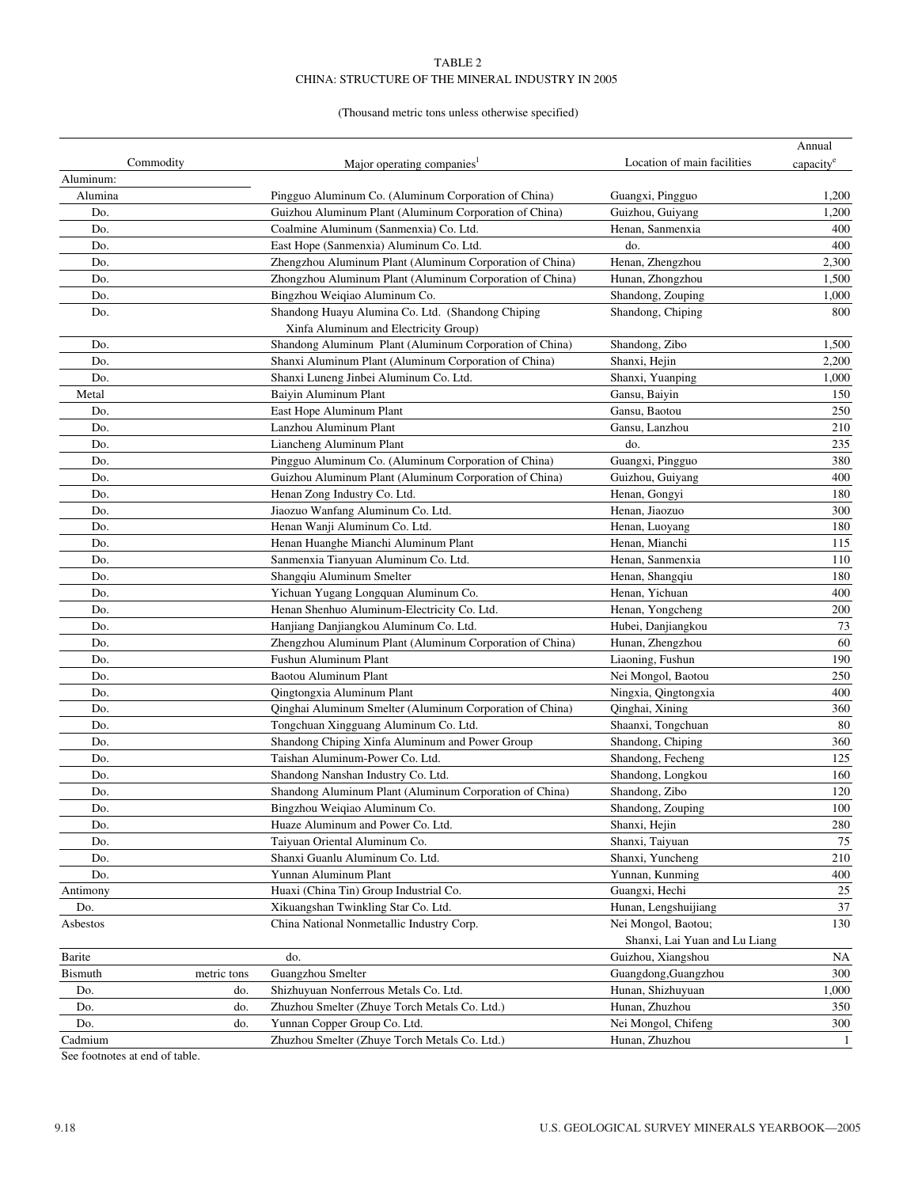TABLE 2

CHINA: STRUCTURE OF THE MINERAL INDUSTRY IN 2005

(Thousand metric tons unless otherwise specified)

| Commodity | | Major operating companies[1] | Location of main facilities | Annual capacity[e] |
|---|---|---|---|---|
| Aluminum: | | | | |
| Alumina | | Pingguo Aluminum Co. (Aluminum Corporation of China) | Guangxi, Pingguo | 1,200 |
| Do. | | Guizhou Aluminum Plant (Aluminum Corporation of China) | Guizhou, Guiyang | 1,200 |
| Do. | | Coalmine Aluminum (Sanmenxia) Co. Ltd. | Henan, Sanmenxia | 400 |
| Do. | | East Hope (Sanmenxia) Aluminum Co. Ltd. | do. | 400 |
| Do. | | Zhengzhou Aluminum Plant (Aluminum Corporation of China) | Henan, Zhengzhou | 2,300 |
| Do. | | Zhongzhou Aluminum Plant (Aluminum Corporation of China) | Hunan, Zhongzhou | 1,500 |
| Do. | | Bingzhou Weiqiao Aluminum Co. | Shandong, Zouping | 1,000 |
| Do. | | Shandong Huayu Alumina Co. Ltd. (Shandong Chiping Xinfa Aluminum and Electricity Group) | Shandong, Chiping | 800 |
| Do. | | Shandong Aluminum Plant (Aluminum Corporation of China) | Shandong, Zibo | 1,500 |
| Do. | | Shanxi Aluminum Plant (Aluminum Corporation of China) | Shanxi, Hejin | 2,200 |
| Do. | | Shanxi Luneng Jinbei Aluminum Co. Ltd. | Shanxi, Yuanping | 1,000 |
| Metal | | Baiyin Aluminum Plant | Gansu, Baiyin | 150 |
| Do. | | East Hope Aluminum Plant | Gansu, Baotou | 250 |
| Do. | | Lanzhou Aluminum Plant | Gansu, Lanzhou | 210 |
| Do. | | Liancheng Aluminum Plant | do. | 235 |
| Do. | | Pingguo Aluminum Co. (Aluminum Corporation of China) | Guangxi, Pingguo | 380 |
| Do. | | Guizhou Aluminum Plant (Aluminum Corporation of China) | Guizhou, Guiyang | 400 |
| Do. | | Henan Zong Industry Co. Ltd. | Henan, Gongyi | 180 |
| Do. | | Jiaozuo Wanfang Aluminum Co. Ltd. | Henan, Jiaozuo | 300 |
| Do. | | Henan Wanji Aluminum Co. Ltd. | Henan, Luoyang | 180 |
| Do. | | Henan Huanghe Mianchi Aluminum Plant | Henan, Mianchi | 115 |
| Do. | | Sanmenxia Tianyuan Aluminum Co. Ltd. | Henan, Sanmenxia | 110 |
| Do. | | Shangqiu Aluminum Smelter | Henan, Shangqiu | 180 |
| Do. | | Yichuan Yugang Longquan Aluminum Co. | Henan, Yichuan | 400 |
| Do. | | Henan Shenhuo Aluminum-Electricity Co. Ltd. | Henan, Yongcheng | 200 |
| Do. | | Hanjiang Danjiangkou Aluminum Co. Ltd. | Hubei, Danjiangkou | 73 |
| Do. | | Zhengzhou Aluminum Plant (Aluminum Corporation of China) | Hunan, Zhengzhou | 60 |
| Do. | | Fushun Aluminum Plant | Liaoning, Fushun | 190 |
| Do. | | Baotou Aluminum Plant | Nei Mongol, Baotou | 250 |
| Do. | | Qingtongxia Aluminum Plant | Ningxia, Qingtongxia | 400 |
| Do. | | Qinghai Aluminum Smelter (Aluminum Corporation of China) | Qinghai, Xining | 360 |
| Do. | | Tongchuan Xingguang Aluminum Co. Ltd. | Shaanxi, Tongchuan | 80 |
| Do. | | Shandong Chiping Xinfa Aluminum and Power Group | Shandong, Chiping | 360 |
| Do. | | Taishan Aluminum-Power Co. Ltd. | Shandong, Fecheng | 125 |
| Do. | | Shandong Nanshan Industry Co. Ltd. | Shandong, Longkou | 160 |
| Do. | | Shandong Aluminum Plant (Aluminum Corporation of China) | Shandong, Zibo | 120 |
| Do. | | Bingzhou Weiqiao Aluminum Co. | Shandong, Zouping | 100 |
| Do. | | Huaze Aluminum and Power Co. Ltd. | Shanxi, Hejin | 280 |
| Do. | | Taiyuan Oriental Aluminum Co. | Shanxi, Taiyuan | 75 |
| Do. | | Shanxi Guanlu Aluminum Co. Ltd. | Shanxi, Yuncheng | 210 |
| Do. | | Yunnan Aluminum Plant | Yunnan, Kunming | 400 |
| Antimony | | Huaxi (China Tin) Group Industrial Co. | Guangxi, Hechi | 25 |
| Do. | | Xikuangshan Twinkling Star Co. Ltd. | Hunan, Lengshuijiang | 37 |
| Asbestos | | China National Nonmetallic Industry Corp. | Nei Mongol, Baotou; Shanxi, Lai Yuan and Lu Liang | 130 |
| Barite | | do. | Guizhou, Xiangshou | NA |
| Bismuth | metric tons | Guangzhou Smelter | Guangdong,Guangzhou | 300 |
| Do. | do. | Shizhuyuan Nonferrous Metals Co. Ltd. | Hunan, Shizhuyuan | 1,000 |
| Do. | do. | Zhuzhou Smelter (Zhuye Torch Metals Co. Ltd.) | Hunan, Zhuzhou | 350 |
| Do. | do. | Yunnan Copper Group Co. Ltd. | Nei Mongol, Chifeng | 300 |
| Cadmium | | Zhuzhou Smelter (Zhuye Torch Metals Co. Ltd.) | Hunan, Zhuzhou | 1 |

See footnotes at end of table.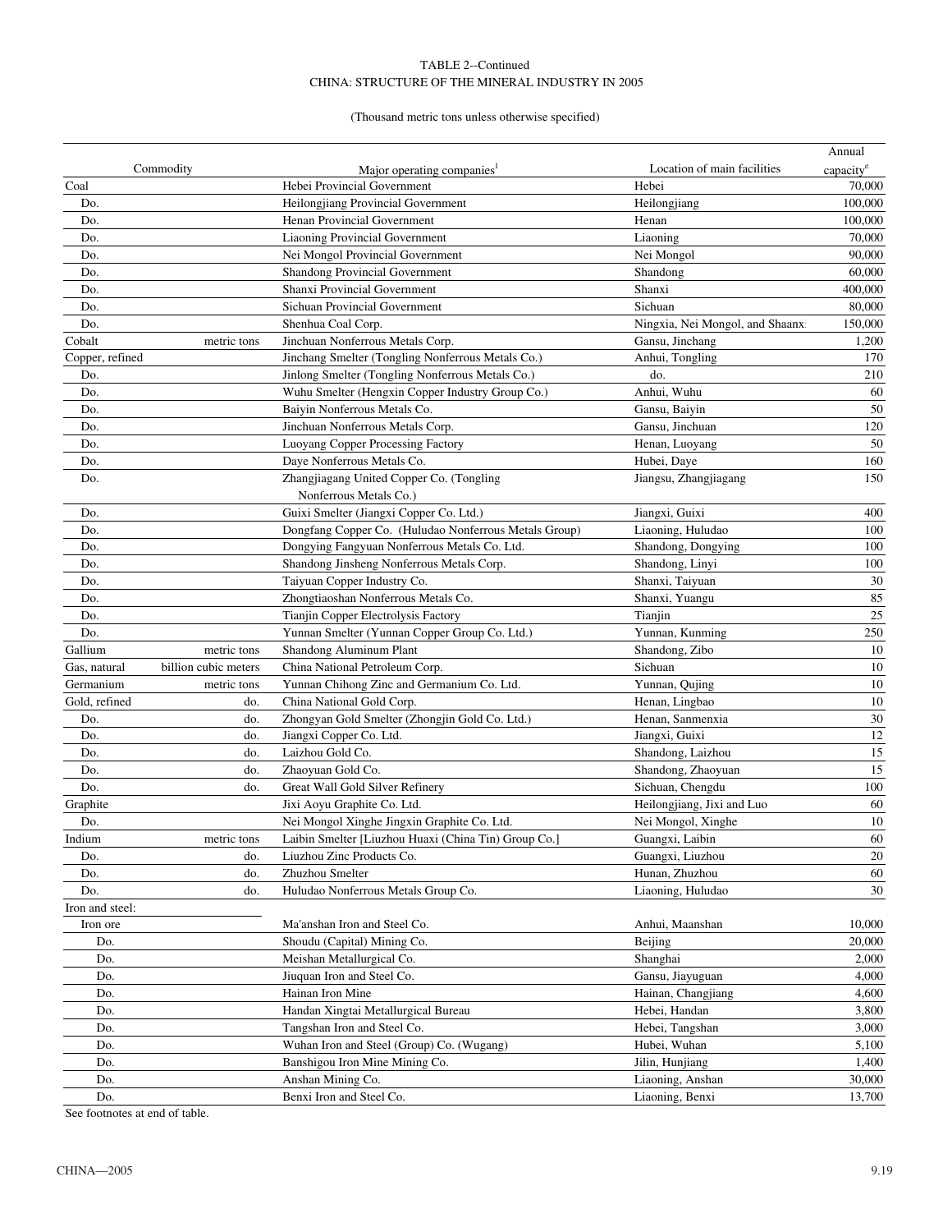TABLE 2--Continued
CHINA: STRUCTURE OF THE MINERAL INDUSTRY IN 2005

(Thousand metric tons unless otherwise specified)

| Commodity | | Major operating companies[1] | Location of main facilities | Annual capacity[e] |
|---|---|---|---|---|
| Coal | | Hebei Provincial Government | Hebei | 70,000 |
| Do. | | Heilongjiang Provincial Government | Heilongjiang | 100,000 |
| Do. | | Henan Provincial Government | Henan | 100,000 |
| Do. | | Liaoning Provincial Government | Liaoning | 70,000 |
| Do. | | Nei Mongol Provincial Government | Nei Mongol | 90,000 |
| Do. | | Shandong Provincial Government | Shandong | 60,000 |
| Do. | | Shanxi Provincial Government | Shanxi | 400,000 |
| Do. | | Sichuan Provincial Government | Sichuan | 80,000 |
| Do. | | Shenhua Coal Corp. | Ningxia, Nei Mongol, and Shaanxi | 150,000 |
| Cobalt | metric tons | Jinchuan Nonferrous Metals Corp. | Gansu, Jinchang | 1,200 |
| Copper, refined | | Jinchang Smelter (Tongling Nonferrous Metals Co.) | Anhui, Tongling | 170 |
| Do. | | Jinlong Smelter (Tongling Nonferrous Metals Co.) | do. | 210 |
| Do. | | Wuhu Smelter (Hengxin Copper Industry Group Co.) | Anhui, Wuhu | 60 |
| Do. | | Baiyin Nonferrous Metals Co. | Gansu, Baiyin | 50 |
| Do. | | Jinchuan Nonferrous Metals Corp. | Gansu, Jinchuan | 120 |
| Do. | | Luoyang Copper Processing Factory | Henan, Luoyang | 50 |
| Do. | | Daye Nonferrous Metals Co. | Hubei, Daye | 160 |
| Do. | | Zhangjiagang United Copper Co. (Tongling Nonferrous Metals Co.) | Jiangsu, Zhangjiagang | 150 |
| Do. | | Guixi Smelter (Jiangxi Copper Co. Ltd.) | Jiangxi, Guixi | 400 |
| Do. | | Dongfang Copper Co. (Huludao Nonferrous Metals Group) | Liaoning, Huludao | 100 |
| Do. | | Dongying Fangyuan Nonferrous Metals Co. Ltd. | Shandong, Dongying | 100 |
| Do. | | Shandong Jinsheng Nonferrous Metals Corp. | Shandong, Linyi | 100 |
| Do. | | Taiyuan Copper Industry Co. | Shanxi, Taiyuan | 30 |
| Do. | | Zhongtiaoshan Nonferrous Metals Co. | Shanxi, Yuangu | 85 |
| Do. | | Tianjin Copper Electrolysis Factory | Tianjin | 25 |
| Do. | | Yunnan Smelter (Yunnan Copper Group Co. Ltd.) | Yunnan, Kunming | 250 |
| Gallium | metric tons | Shandong Aluminum Plant | Shandong, Zibo | 10 |
| Gas, natural | billion cubic meters | China National Petroleum Corp. | Sichuan | 10 |
| Germanium | metric tons | Yunnan Chihong Zinc and Germanium Co. Ltd. | Yunnan, Qujing | 10 |
| Gold, refined | do. | China National Gold Corp. | Henan, Lingbao | 10 |
| Do. | do. | Zhongyan Gold Smelter (Zhongjin Gold Co. Ltd.) | Henan, Sanmenxia | 30 |
| Do. | do. | Jiangxi Copper Co. Ltd. | Jiangxi, Guixi | 12 |
| Do. | do. | Laizhou Gold Co. | Shandong, Laizhou | 15 |
| Do. | do. | Zhaoyuan Gold Co. | Shandong, Zhaoyuan | 15 |
| Do. | do. | Great Wall Gold Silver Refinery | Sichuan, Chengdu | 100 |
| Graphite | | Jixi Aoyu Graphite Co. Ltd. | Heilongjiang, Jixi and Luo | 60 |
| Do. | | Nei Mongol Xinghe Jingxin Graphite Co. Ltd. | Nei Mongol, Xinghe | 10 |
| Indium | metric tons | Laibin Smelter [Liuzhou Huaxi (China Tin) Group Co.] | Guangxi, Laibin | 60 |
| Do. | do. | Liuzhou Zinc Products Co. | Guangxi, Liuzhou | 20 |
| Do. | do. | Zhuzhou Smelter | Hunan, Zhuzhou | 60 |
| Do. | do. | Huludao Nonferrous Metals Group Co. | Liaoning, Huludao | 30 |
| Iron and steel: | | | | |
| Iron ore | | Ma'anshan Iron and Steel Co. | Anhui, Maanshan | 10,000 |
| Do. | | Shoudu (Capital) Mining Co. | Beijing | 20,000 |
| Do. | | Meishan Metallurgical Co. | Shanghai | 2,000 |
| Do. | | Jiuquan Iron and Steel Co. | Gansu, Jiayuguan | 4,000 |
| Do. | | Hainan Iron Mine | Hainan, Changjiang | 4,600 |
| Do. | | Handan Xingtai Metallurgical Bureau | Hebei, Handan | 3,800 |
| Do. | | Tangshan Iron and Steel Co. | Hebei, Tangshan | 3,000 |
| Do. | | Wuhan Iron and Steel (Group) Co. (Wugang) | Hubei, Wuhan | 5,100 |
| Do. | | Banshigou Iron Mine Mining Co. | Jilin, Hunjiang | 1,400 |
| Do. | | Anshan Mining Co. | Liaoning, Anshan | 30,000 |
| Do. | | Benxi Iron and Steel Co. | Liaoning, Benxi | 13,700 |

See footnotes at end of table.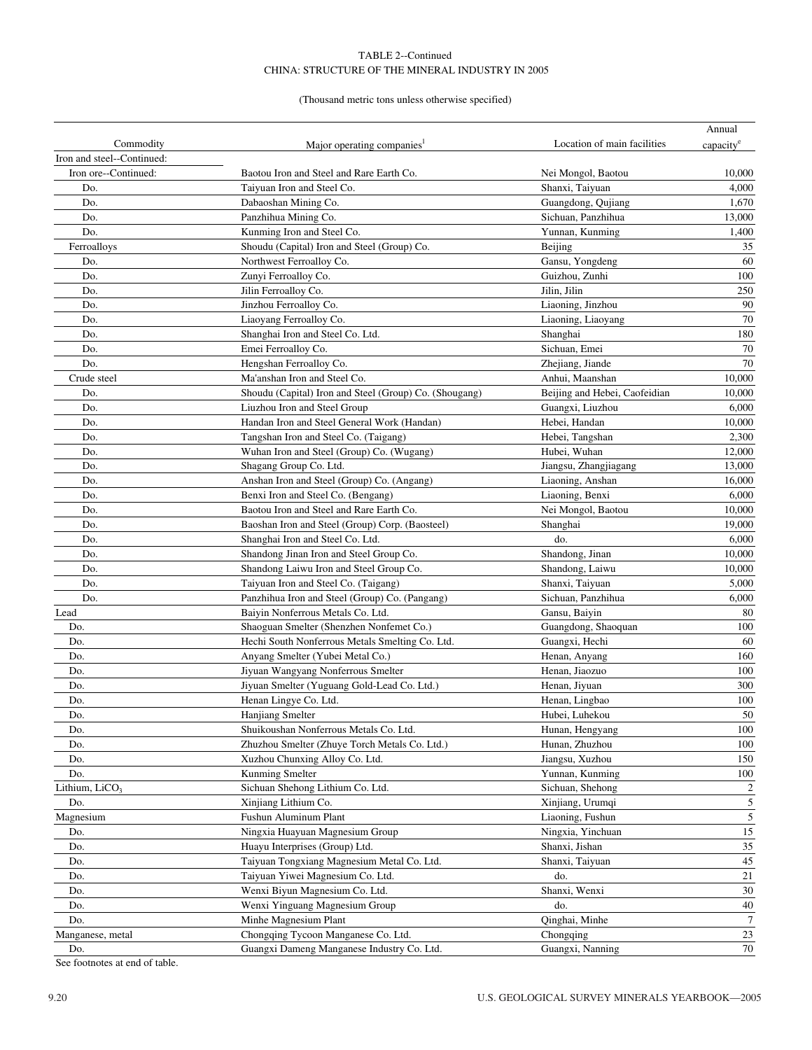TABLE 2--Continued

CHINA: STRUCTURE OF THE MINERAL INDUSTRY IN 2005

(Thousand metric tons unless otherwise specified)

| Commodity | Major operating companies[1] | Location of main facilities | Annual capacity[e] |
|---|---|---|---|
| Iron and steel--Continued: | | | |
| Iron ore--Continued: | Baotou Iron and Steel and Rare Earth Co. | Nei Mongol, Baotou | 10,000 |
| Do. | Taiyuan Iron and Steel Co. | Shanxi, Taiyuan | 4,000 |
| Do. | Dabaoshan Mining Co. | Guangdong, Qujiang | 1,670 |
| Do. | Panzhihua Mining Co. | Sichuan, Panzhihua | 13,000 |
| Do. | Kunming Iron and Steel Co. | Yunnan, Kunming | 1,400 |
| Ferroalloys | Shoudu (Capital) Iron and Steel (Group) Co. | Beijing | 35 |
| Do. | Northwest Ferroalloy Co. | Gansu, Yongdeng | 60 |
| Do. | Zunyi Ferroalloy Co. | Guizhou, Zunhi | 100 |
| Do. | Jilin Ferroalloy Co. | Jilin, Jilin | 250 |
| Do. | Jinzhou Ferroalloy Co. | Liaoning, Jinzhou | 90 |
| Do. | Liaoyang Ferroalloy Co. | Liaoning, Liaoyang | 70 |
| Do. | Shanghai Iron and Steel Co. Ltd. | Shanghai | 180 |
| Do. | Emei Ferroalloy Co. | Sichuan, Emei | 70 |
| Do. | Hengshan Ferroalloy Co. | Zhejiang, Jiande | 70 |
| Crude steel | Ma'anshan Iron and Steel Co. | Anhui, Maanshan | 10,000 |
| Do. | Shoudu (Capital) Iron and Steel (Group) Co. (Shougang) | Beijing and Hebei, Caofeidian | 10,000 |
| Do. | Liuzhou Iron and Steel Group | Guangxi, Liuzhou | 6,000 |
| Do. | Handan Iron and Steel General Work (Handan) | Hebei, Handan | 10,000 |
| Do. | Tangshan Iron and Steel Co. (Taigang) | Hebei, Tangshan | 2,300 |
| Do. | Wuhan Iron and Steel (Group) Co. (Wugang) | Hubei, Wuhan | 12,000 |
| Do. | Shagang Group Co. Ltd. | Jiangsu, Zhangjiagang | 13,000 |
| Do. | Anshan Iron and Steel (Group) Co. (Angang) | Liaoning, Anshan | 16,000 |
| Do. | Benxi Iron and Steel Co. (Bengang) | Liaoning, Benxi | 6,000 |
| Do. | Baotou Iron and Steel and Rare Earth Co. | Nei Mongol, Baotou | 10,000 |
| Do. | Baoshan Iron and Steel (Group) Corp. (Baosteel) | Shanghai | 19,000 |
| Do. | Shanghai Iron and Steel Co. Ltd. | do. | 6,000 |
| Do. | Shandong Jinan Iron and Steel Group Co. | Shandong, Jinan | 10,000 |
| Do. | Shandong Laiwu Iron and Steel Group Co. | Shandong, Laiwu | 10,000 |
| Do. | Taiyuan Iron and Steel Co. (Taigang) | Shanxi, Taiyuan | 5,000 |
| Do. | Panzhihua Iron and Steel (Group) Co. (Pangang) | Sichuan, Panzhihua | 6,000 |
| Lead | Baiyin Nonferrous Metals Co. Ltd. | Gansu, Baiyin | 80 |
| Do. | Shaoguan Smelter (Shenzhen Nonfemet Co.) | Guangdong, Shaoquan | 100 |
| Do. | Hechi South Nonferrous Metals Smelting Co. Ltd. | Guangxi, Hechi | 60 |
| Do. | Anyang Smelter (Yubei Metal Co.) | Henan, Anyang | 160 |
| Do. | Jiyuan Wangyang Nonferrous Smelter | Henan, Jiaozuo | 100 |
| Do. | Jiyuan Smelter (Yuguang Gold-Lead Co. Ltd.) | Henan, Jiyuan | 300 |
| Do. | Henan Lingye Co. Ltd. | Henan, Lingbao | 100 |
| Do. | Hanjiang Smelter | Hubei, Luhekou | 50 |
| Do. | Shuikoushan Nonferrous Metals Co. Ltd. | Hunan, Hengyang | 100 |
| Do. | Zhuzhou Smelter (Zhuye Torch Metals Co. Ltd.) | Hunan, Zhuzhou | 100 |
| Do. | Xuzhou Chunxing Alloy Co. Ltd. | Jiangsu, Xuzhou | 150 |
| Do. | Kunming Smelter | Yunnan, Kunming | 100 |
| Lithium, $LiCO_3$ | Sichuan Shehong Lithium Co. Ltd. | Sichuan, Shehong | 2 |
| Do. | Xinjiang Lithium Co. | Xinjiang, Urumqi | 5 |
| Magnesium | Fushun Aluminum Plant | Liaoning, Fushun | 5 |
| Do. | Ningxia Huayuan Magnesium Group | Ningxia, Yinchuan | 15 |
| Do. | Huayu Interprises (Group) Ltd. | Shanxi, Jishan | 35 |
| Do. | Taiyuan Tongxiang Magnesium Metal Co. Ltd. | Shanxi, Taiyuan | 45 |
| Do. | Taiyuan Yiwei Magnesium Co. Ltd. | do. | 21 |
| Do. | Wenxi Biyun Magnesium Co. Ltd. | Shanxi, Wenxi | 30 |
| Do. | Wenxi Yinguang Magnesium Group | do. | 40 |
| Do. | Minhe Magnesium Plant | Qinghai, Minhe | 7 |
| Manganese, metal | Chongqing Tycoon Manganese Co. Ltd. | Chongqing | 23 |
| Do. | Guangxi Dameng Manganese Industry Co. Ltd. | Guangxi, Nanning | 70 |

See footnotes at end of table.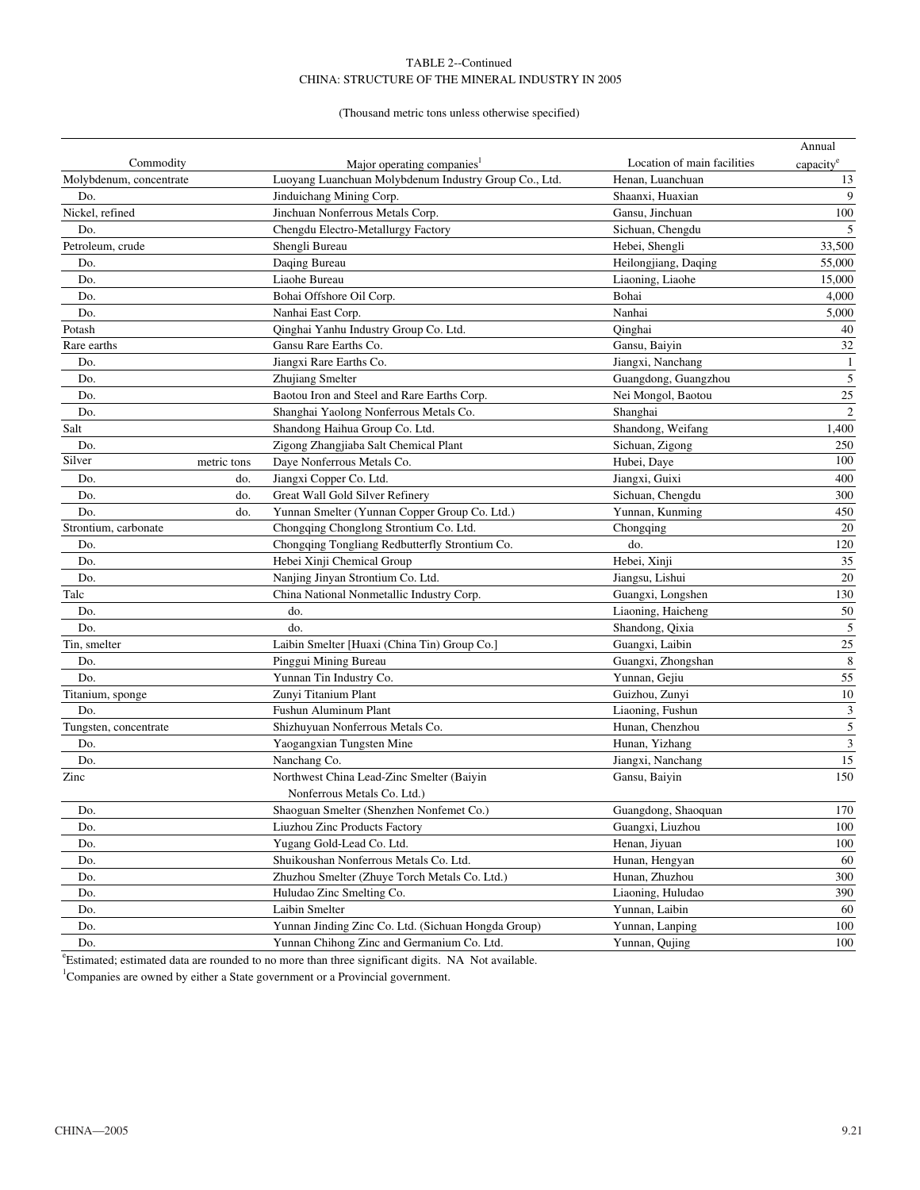TABLE 2--Continued
CHINA: STRUCTURE OF THE MINERAL INDUSTRY IN 2005

(Thousand metric tons unless otherwise specified)

| Commodity | | Major operating companies[1] | Location of main facilities | Annual capacity[e] |
|---|---|---|---|---|
| Molybdenum, concentrate | | Luoyang Luanchuan Molybdenum Industry Group Co., Ltd. | Henan, Luanchuan | 13 |
| Do. | | Jinduichang Mining Corp. | Shaanxi, Huaxian | 9 |
| Nickel, refined | | Jinchuan Nonferrous Metals Corp. | Gansu, Jinchuan | 100 |
| Do. | | Chengdu Electro-Metallurgy Factory | Sichuan, Chengdu | 5 |
| Petroleum, crude | | Shengli Bureau | Hebei, Shengli | 33,500 |
| Do. | | Daqing Bureau | Heilongjiang, Daqing | 55,000 |
| Do. | | Liaohe Bureau | Liaoning, Liaohe | 15,000 |
| Do. | | Bohai Offshore Oil Corp. | Bohai | 4,000 |
| Do. | | Nanhai East Corp. | Nanhai | 5,000 |
| Potash | | Qinghai Yanhu Industry Group Co. Ltd. | Qinghai | 40 |
| Rare earths | | Gansu Rare Earths Co. | Gansu, Baiyin | 32 |
| Do. | | Jiangxi Rare Earths Co. | Jiangxi, Nanchang | 1 |
| Do. | | Zhujiang Smelter | Guangdong, Guangzhou | 5 |
| Do. | | Baotou Iron and Steel and Rare Earths Corp. | Nei Mongol, Baotou | 25 |
| Do. | | Shanghai Yaolong Nonferrous Metals Co. | Shanghai | 2 |
| Salt | | Shandong Haihua Group Co. Ltd. | Shandong, Weifang | 1,400 |
| Do. | | Zigong Zhangjiaba Salt Chemical Plant | Sichuan, Zigong | 250 |
| Silver | metric tons | Daye Nonferrous Metals Co. | Hubei, Daye | 100 |
| Do. | do. | Jiangxi Copper Co. Ltd. | Jiangxi, Guixi | 400 |
| Do. | do. | Great Wall Gold Silver Refinery | Sichuan, Chengdu | 300 |
| Do. | do. | Yunnan Smelter (Yunnan Copper Group Co. Ltd.) | Yunnan, Kunming | 450 |
| Strontium, carbonate | | Chongqing Chonglong Strontium Co. Ltd. | Chongqing | 20 |
| Do. | | Chongqing Tongliang Redbutterfly Strontium Co. | do. | 120 |
| Do. | | Hebei Xinji Chemical Group | Hebei, Xinji | 35 |
| Do. | | Nanjing Jinyan Strontium Co. Ltd. | Jiangsu, Lishui | 20 |
| Talc | | China National Nonmetallic Industry Corp. | Guangxi, Longshen | 130 |
| Do. | | do. | Liaoning, Haicheng | 50 |
| Do. | | do. | Shandong, Qixia | 5 |
| Tin, smelter | | Laibin Smelter [Huaxi (China Tin) Group Co.] | Guangxi, Laibin | 25 |
| Do. | | Pinggui Mining Bureau | Guangxi, Zhongshan | 8 |
| Do. | | Yunnan Tin Industry Co. | Yunnan, Gejiu | 55 |
| Titanium, sponge | | Zunyi Titanium Plant | Guizhou, Zunyi | 10 |
| Do. | | Fushun Aluminum Plant | Liaoning, Fushun | 3 |
| Tungsten, concentrate | | Shizhuyuan Nonferrous Metals Co. | Hunan, Chenzhou | 5 |
| Do. | | Yaogangxian Tungsten Mine | Hunan, Yizhang | 3 |
| Do. | | Nanchang Co. | Jiangxi, Nanchang | 15 |
| Zinc | | Northwest China Lead-Zinc Smelter (Baiyin Nonferrous Metals Co. Ltd.) | Gansu, Baiyin | 150 |
| Do. | | Shaoguan Smelter (Shenzhen Nonfemet Co.) | Guangdong, Shaoquan | 170 |
| Do. | | Liuzhou Zinc Products Factory | Guangxi, Liuzhou | 100 |
| Do. | | Yugang Gold-Lead Co. Ltd. | Henan, Jiyuan | 100 |
| Do. | | Shuikoushan Nonferrous Metals Co. Ltd. | Hunan, Hengyan | 60 |
| Do. | | Zhuzhou Smelter (Zhuye Torch Metals Co. Ltd.) | Hunan, Zhuzhou | 300 |
| Do. | | Huludao Zinc Smelting Co. | Liaoning, Huludao | 390 |
| Do. | | Laibin Smelter | Yunnan, Laibin | 60 |
| Do. | | Yunnan Jinding Zinc Co. Ltd. (Sichuan Hongda Group) | Yunnan, Lanping | 100 |
| Do. | | Yunnan Chihong Zinc and Germanium Co. Ltd. | Yunnan, Qujing | 100 |

[e]Estimated; estimated data are rounded to no more than three significant digits. NA Not available.

[1]Companies are owned by either a State government or a Provincial government.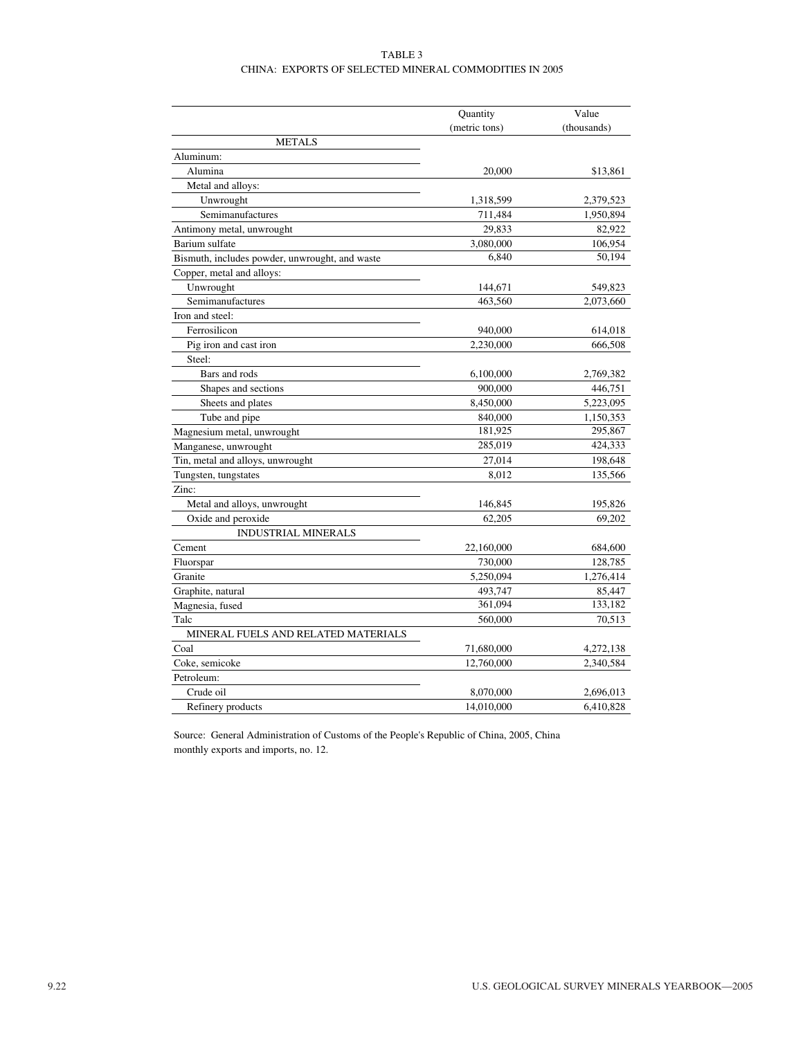TABLE 3

CHINA: EXPORTS OF SELECTED MINERAL COMMODITIES IN 2005

| | Quantity (metric tons) | Value (thousands) |
|---|---|---|
| METALS | | |
| Aluminum: | | |
| Alumina | 20,000 | $13,861 |
| Metal and alloys: | | |
| Unwrought | 1,318,599 | 2,379,523 |
| Semimanufactures | 711,484 | 1,950,894 |
| Antimony metal, unwrought | 29,833 | 82,922 |
| Barium sulfate | 3,080,000 | 106,954 |
| Bismuth, includes powder, unwrought, and waste | 6,840 | 50,194 |
| Copper, metal and alloys: | | |
| Unwrought | 144,671 | 549,823 |
| Semimanufactures | 463,560 | 2,073,660 |
| Iron and steel: | | |
| Ferrosilicon | 940,000 | 614,018 |
| Pig iron and cast iron | 2,230,000 | 666,508 |
| Steel: | | |
| Bars and rods | 6,100,000 | 2,769,382 |
| Shapes and sections | 900,000 | 446,751 |
| Sheets and plates | 8,450,000 | 5,223,095 |
| Tube and pipe | 840,000 | 1,150,353 |
| Magnesium metal, unwrought | 181,925 | 295,867 |
| Manganese, unwrought | 285,019 | 424,333 |
| Tin, metal and alloys, unwrought | 27,014 | 198,648 |
| Tungsten, tungstates | 8,012 | 135,566 |
| Zinc: | | |
| Metal and alloys, unwrought | 146,845 | 195,826 |
| Oxide and peroxide | 62,205 | 69,202 |
| INDUSTRIAL MINERALS | | |
| Cement | 22,160,000 | 684,600 |
| Fluorspar | 730,000 | 128,785 |
| Granite | 5,250,094 | 1,276,414 |
| Graphite, natural | 493,747 | 85,447 |
| Magnesia, fused | 361,094 | 133,182 |
| Talc | 560,000 | 70,513 |
| MINERAL FUELS AND RELATED MATERIALS | | |
| Coal | 71,680,000 | 4,272,138 |
| Coke, semicoke | 12,760,000 | 2,340,584 |
| Petroleum: | | |
| Crude oil | 8,070,000 | 2,696,013 |
| Refinery products | 14,010,000 | 6,410,828 |

Source: General Administration of Customs of the People's Republic of China, 2005, China monthly exports and imports, no. 12.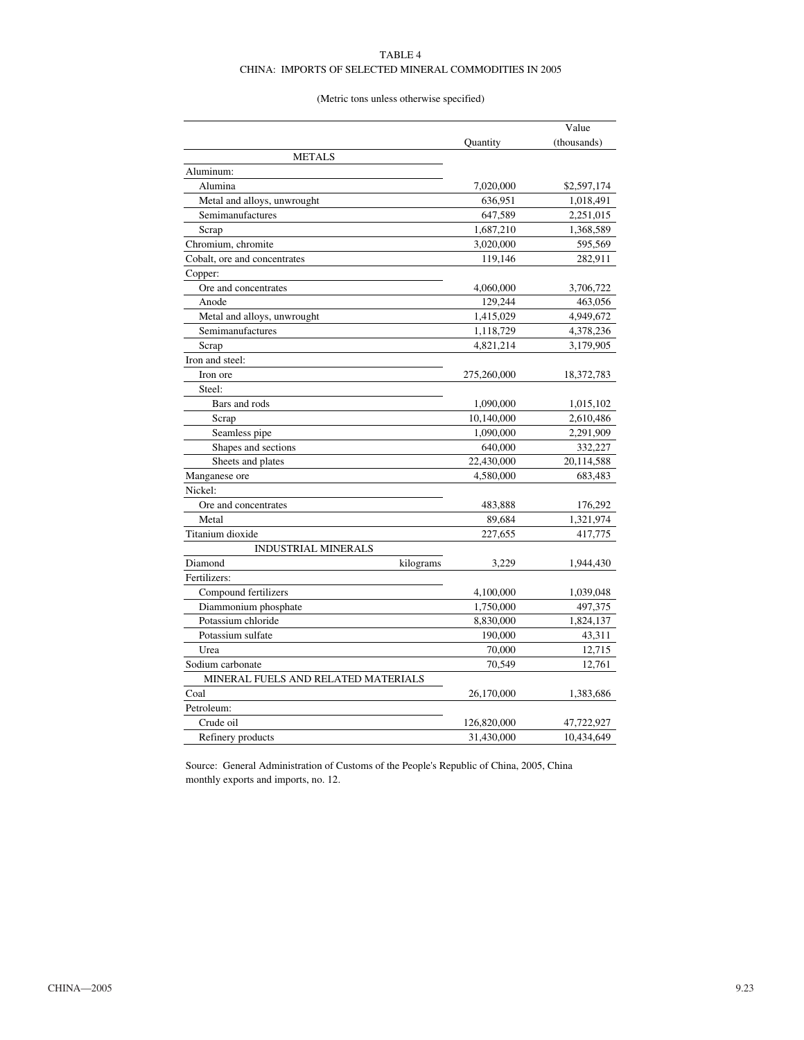TABLE 4

CHINA: IMPORTS OF SELECTED MINERAL COMMODITIES IN 2005

(Metric tons unless otherwise specified)

| | Quantity | Value (thousands) |
|---|---|---|
| METALS | | |
| Aluminum: | | |
| Alumina | 7,020,000 | $2,597,174 |
| Metal and alloys, unwrought | 636,951 | 1,018,491 |
| Semimanufactures | 647,589 | 2,251,015 |
| Scrap | 1,687,210 | 1,368,589 |
| Chromium, chromite | 3,020,000 | 595,569 |
| Cobalt, ore and concentrates | 119,146 | 282,911 |
| Copper: | | |
| Ore and concentrates | 4,060,000 | 3,706,722 |
| Anode | 129,244 | 463,056 |
| Metal and alloys, unwrought | 1,415,029 | 4,949,672 |
| Semimanufactures | 1,118,729 | 4,378,236 |
| Scrap | 4,821,214 | 3,179,905 |
| Iron and steel: | | |
| Iron ore | 275,260,000 | 18,372,783 |
| Steel: | | |
| Bars and rods | 1,090,000 | 1,015,102 |
| Scrap | 10,140,000 | 2,610,486 |
| Seamless pipe | 1,090,000 | 2,291,909 |
| Shapes and sections | 640,000 | 332,227 |
| Sheets and plates | 22,430,000 | 20,114,588 |
| Manganese ore | 4,580,000 | 683,483 |
| Nickel: | | |
| Ore and concentrates | 483,888 | 176,292 |
| Metal | 89,684 | 1,321,974 |
| Titanium dioxide | 227,655 | 417,775 |
| INDUSTRIAL MINERALS | | |
| Diamond kilograms | 3,229 | 1,944,430 |
| Fertilizers: | | |
| Compound fertilizers | 4,100,000 | 1,039,048 |
| Diammonium phosphate | 1,750,000 | 497,375 |
| Potassium chloride | 8,830,000 | 1,824,137 |
| Potassium sulfate | 190,000 | 43,311 |
| Urea | 70,000 | 12,715 |
| Sodium carbonate | 70,549 | 12,761 |
| MINERAL FUELS AND RELATED MATERIALS | | |
| Coal | 26,170,000 | 1,383,686 |
| Petroleum: | | |
| Crude oil | 126,820,000 | 47,722,927 |
| Refinery products | 31,430,000 | 10,434,649 |

Source: General Administration of Customs of the People's Republic of China, 2005, China monthly exports and imports, no. 12.